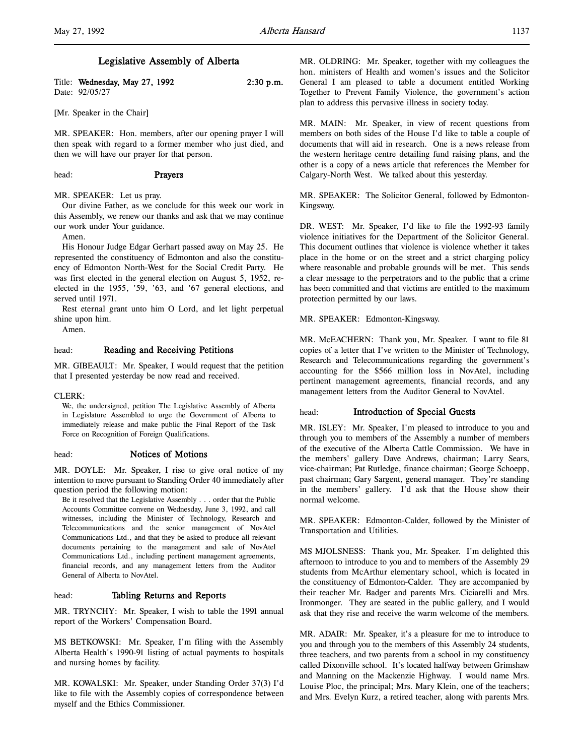# Legislative Assembly of Alberta

Title: **Wednesday, May 27, 1992** **2:30 p.m.**
Date: 92/05/27

[Mr. Speaker in the Chair]

MR. SPEAKER: Hon. members, after our opening prayer I will then speak with regard to a former member who just died, and then we will have our prayer for that person.

head: **Prayers**

MR. SPEAKER: Let us pray.

Our divine Father, as we conclude for this week our work in this Assembly, we renew our thanks and ask that we may continue our work under Your guidance.

Amen.

His Honour Judge Edgar Gerhart passed away on May 25. He represented the constituency of Edmonton and also the constituency of Edmonton North-West for the Social Credit Party. He was first elected in the general election on August 5, 1952, re-elected in the 1955, '59, '63, and '67 general elections, and served until 1971.

Rest eternal grant unto him O Lord, and let light perpetual shine upon him.

Amen.

head: **Reading and Receiving Petitions**

MR. GIBEAULT: Mr. Speaker, I would request that the petition that I presented yesterday be now read and received.

CLERK:

> We, the undersigned, petition The Legislative Assembly of Alberta in Legislature Assembled to urge the Government of Alberta to immediately release and make public the Final Report of the Task Force on Recognition of Foreign Qualifications.

head: **Notices of Motions**

MR. DOYLE: Mr. Speaker, I rise to give oral notice of my intention to move pursuant to Standing Order 40 immediately after question period the following motion:

> Be it resolved that the Legislative Assembly . . . order that the Public Accounts Committee convene on Wednesday, June 3, 1992, and call witnesses, including the Minister of Technology, Research and Telecommunications and the senior management of NovAtel Communications Ltd., and that they be asked to produce all relevant documents pertaining to the management and sale of NovAtel Communications Ltd., including pertinent management agreements, financial records, and any management letters from the Auditor General of Alberta to NovAtel.

head: **Tabling Returns and Reports**

MR. TRYNCHY: Mr. Speaker, I wish to table the 1991 annual report of the Workers' Compensation Board.

MS BETKOWSKI: Mr. Speaker, I'm filing with the Assembly Alberta Health's 1990-91 listing of actual payments to hospitals and nursing homes by facility.

MR. KOWALSKI: Mr. Speaker, under Standing Order 37(3) I'd like to file with the Assembly copies of correspondence between myself and the Ethics Commissioner.

MR. OLDRING: Mr. Speaker, together with my colleagues the hon. ministers of Health and women's issues and the Solicitor General I am pleased to table a document entitled Working Together to Prevent Family Violence, the government's action plan to address this pervasive illness in society today.

MR. MAIN: Mr. Speaker, in view of recent questions from members on both sides of the House I'd like to table a couple of documents that will aid in research. One is a news release from the western heritage centre detailing fund raising plans, and the other is a copy of a news article that references the Member for Calgary-North West. We talked about this yesterday.

MR. SPEAKER: The Solicitor General, followed by Edmonton-Kingsway.

DR. WEST: Mr. Speaker, I'd like to file the 1992-93 family violence initiatives for the Department of the Solicitor General. This document outlines that violence is violence whether it takes place in the home or on the street and a strict charging policy where reasonable and probable grounds will be met. This sends a clear message to the perpetrators and to the public that a crime has been committed and that victims are entitled to the maximum protection permitted by our laws.

MR. SPEAKER: Edmonton-Kingsway.

MR. McEACHERN: Thank you, Mr. Speaker. I want to file 81 copies of a letter that I've written to the Minister of Technology, Research and Telecommunications regarding the government's accounting for the $566 million loss in NovAtel, including pertinent management agreements, financial records, and any management letters from the Auditor General to NovAtel.

head: **Introduction of Special Guests**

MR. ISLEY: Mr. Speaker, I'm pleased to introduce to you and through you to members of the Assembly a number of members of the executive of the Alberta Cattle Commission. We have in the members' gallery Dave Andrews, chairman; Larry Sears, vice-chairman; Pat Rutledge, finance chairman; George Schoepp, past chairman; Gary Sargent, general manager. They're standing in the members' gallery. I'd ask that the House show their normal welcome.

MR. SPEAKER: Edmonton-Calder, followed by the Minister of Transportation and Utilities.

MS MJOLSNESS: Thank you, Mr. Speaker. I'm delighted this afternoon to introduce to you and to members of the Assembly 29 students from McArthur elementary school, which is located in the constituency of Edmonton-Calder. They are accompanied by their teacher Mr. Badger and parents Mrs. Ciciarelli and Mrs. Ironmonger. They are seated in the public gallery, and I would ask that they rise and receive the warm welcome of the members.

MR. ADAIR: Mr. Speaker, it's a pleasure for me to introduce to you and through you to the members of this Assembly 24 students, three teachers, and two parents from a school in my constituency called Dixonville school. It's located halfway between Grimshaw and Manning on the Mackenzie Highway. I would name Mrs. Louise Ploc, the principal; Mrs. Mary Klein, one of the teachers; and Mrs. Evelyn Kurz, a retired teacher, along with parents Mrs.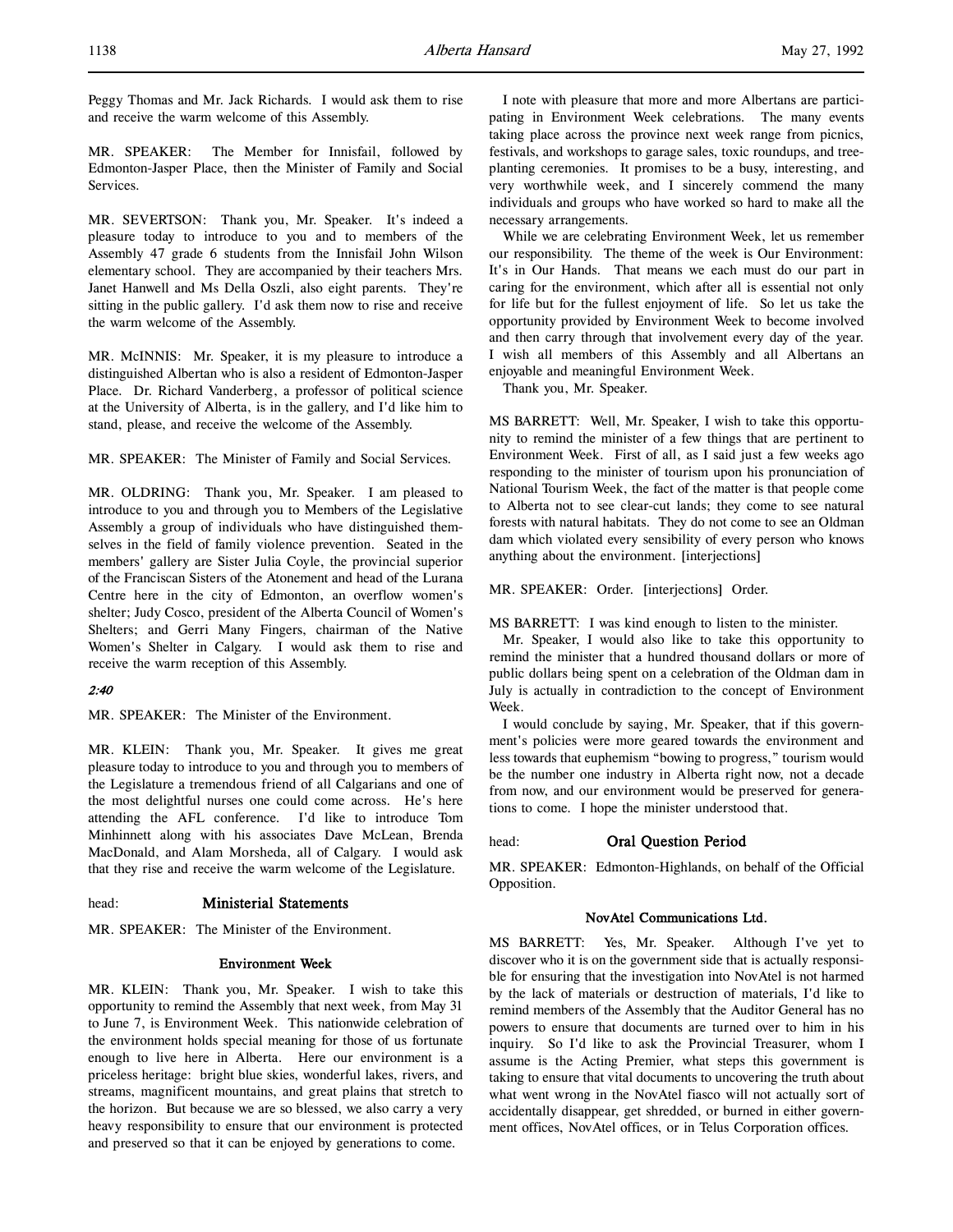Peggy Thomas and Mr. Jack Richards. I would ask them to rise and receive the warm welcome of this Assembly.

MR. SPEAKER: The Member for Innisfail, followed by Edmonton-Jasper Place, then the Minister of Family and Social Services.

MR. SEVERTSON: Thank you, Mr. Speaker. It's indeed a pleasure today to introduce to you and to members of the Assembly 47 grade 6 students from the Innisfail John Wilson elementary school. They are accompanied by their teachers Mrs. Janet Hanwell and Ms Della Oszli, also eight parents. They're sitting in the public gallery. I'd ask them now to rise and receive the warm welcome of the Assembly.

MR. McINNIS: Mr. Speaker, it is my pleasure to introduce a distinguished Albertan who is also a resident of Edmonton-Jasper Place. Dr. Richard Vanderberg, a professor of political science at the University of Alberta, is in the gallery, and I'd like him to stand, please, and receive the welcome of the Assembly.

MR. SPEAKER: The Minister of Family and Social Services.

MR. OLDRING: Thank you, Mr. Speaker. I am pleased to introduce to you and through you to Members of the Legislative Assembly a group of individuals who have distinguished themselves in the field of family violence prevention. Seated in the members' gallery are Sister Julia Coyle, the provincial superior of the Franciscan Sisters of the Atonement and head of the Lurana Centre here in the city of Edmonton, an overflow women's shelter; Judy Cosco, president of the Alberta Council of Women's Shelters; and Gerri Many Fingers, chairman of the Native Women's Shelter in Calgary. I would ask them to rise and receive the warm reception of this Assembly.

*2:40*

MR. SPEAKER: The Minister of the Environment.

MR. KLEIN: Thank you, Mr. Speaker. It gives me great pleasure today to introduce to you and through you to members of the Legislature a tremendous friend of all Calgarians and one of the most delightful nurses one could come across. He's here attending the AFL conference. I'd like to introduce Tom Minhinnett along with his associates Dave McLean, Brenda MacDonald, and Alam Morsheda, all of Calgary. I would ask that they rise and receive the warm welcome of the Legislature.

head: **Ministerial Statements**

MR. SPEAKER: The Minister of the Environment.

### Environment Week

MR. KLEIN: Thank you, Mr. Speaker. I wish to take this opportunity to remind the Assembly that next week, from May 31 to June 7, is Environment Week. This nationwide celebration of the environment holds special meaning for those of us fortunate enough to live here in Alberta. Here our environment is a priceless heritage: bright blue skies, wonderful lakes, rivers, and streams, magnificent mountains, and great plains that stretch to the horizon. But because we are so blessed, we also carry a very heavy responsibility to ensure that our environment is protected and preserved so that it can be enjoyed by generations to come.

I note with pleasure that more and more Albertans are participating in Environment Week celebrations. The many events taking place across the province next week range from picnics, festivals, and workshops to garage sales, toxic roundups, and tree-planting ceremonies. It promises to be a busy, interesting, and very worthwhile week, and I sincerely commend the many individuals and groups who have worked so hard to make all the necessary arrangements.

While we are celebrating Environment Week, let us remember our responsibility. The theme of the week is Our Environment: It's in Our Hands. That means we each must do our part in caring for the environment, which after all is essential not only for life but for the fullest enjoyment of life. So let us take the opportunity provided by Environment Week to become involved and then carry through that involvement every day of the year. I wish all members of this Assembly and all Albertans an enjoyable and meaningful Environment Week.

Thank you, Mr. Speaker.

MS BARRETT: Well, Mr. Speaker, I wish to take this opportunity to remind the minister of a few things that are pertinent to Environment Week. First of all, as I said just a few weeks ago responding to the minister of tourism upon his pronunciation of National Tourism Week, the fact of the matter is that people come to Alberta not to see clear-cut lands; they come to see natural forests with natural habitats. They do not come to see an Oldman dam which violated every sensibility of every person who knows anything about the environment. [interjections]

MR. SPEAKER: Order. [interjections] Order.

MS BARRETT: I was kind enough to listen to the minister.

Mr. Speaker, I would also like to take this opportunity to remind the minister that a hundred thousand dollars or more of public dollars being spent on a celebration of the Oldman dam in July is actually in contradiction to the concept of Environment Week.

I would conclude by saying, Mr. Speaker, that if this government's policies were more geared towards the environment and less towards that euphemism "bowing to progress," tourism would be the number one industry in Alberta right now, not a decade from now, and our environment would be preserved for generations to come. I hope the minister understood that.

head: **Oral Question Period**

MR. SPEAKER: Edmonton-Highlands, on behalf of the Official Opposition.

### NovAtel Communications Ltd.

MS BARRETT: Yes, Mr. Speaker. Although I've yet to discover who it is on the government side that is actually responsible for ensuring that the investigation into NovAtel is not harmed by the lack of materials or destruction of materials, I'd like to remind members of the Assembly that the Auditor General has no powers to ensure that documents are turned over to him in his inquiry. So I'd like to ask the Provincial Treasurer, whom I assume is the Acting Premier, what steps this government is taking to ensure that vital documents to uncovering the truth about what went wrong in the NovAtel fiasco will not actually sort of accidentally disappear, get shredded, or burned in either government offices, NovAtel offices, or in Telus Corporation offices.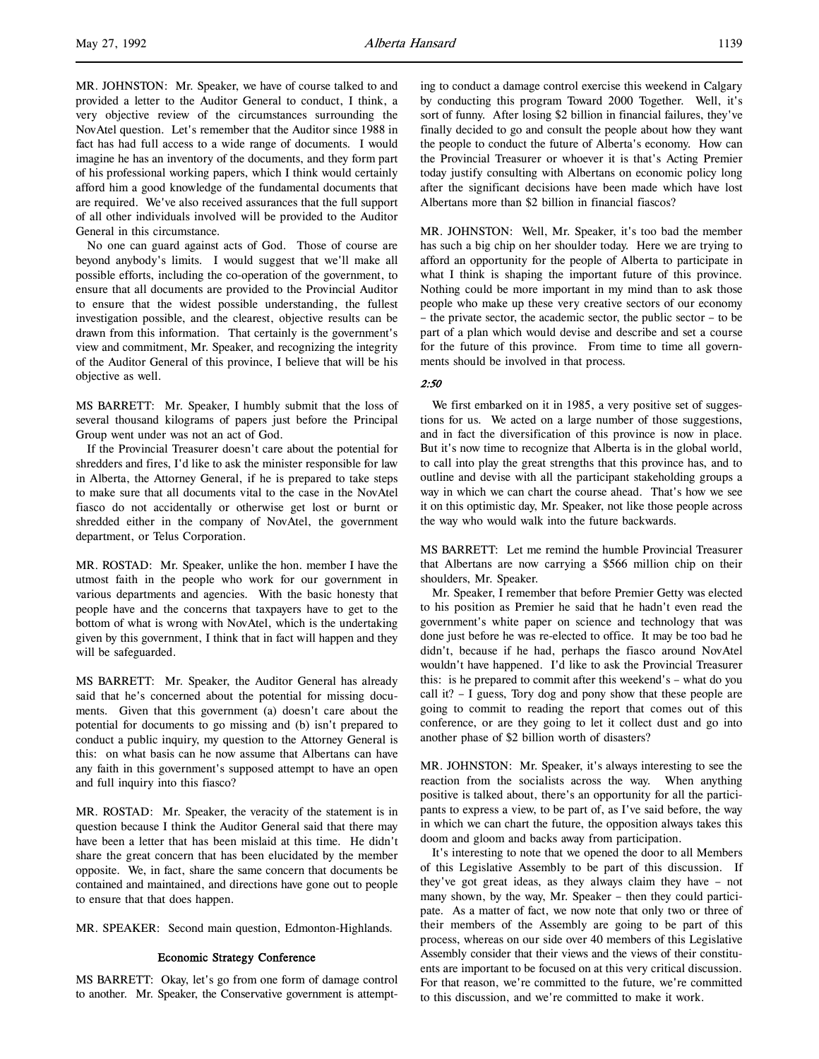MR. JOHNSTON: Mr. Speaker, we have of course talked to and provided a letter to the Auditor General to conduct, I think, a very objective review of the circumstances surrounding the NovAtel question. Let's remember that the Auditor since 1988 in fact has had full access to a wide range of documents. I would imagine he has an inventory of the documents, and they form part of his professional working papers, which I think would certainly afford him a good knowledge of the fundamental documents that are required. We've also received assurances that the full support of all other individuals involved will be provided to the Auditor General in this circumstance.

No one can guard against acts of God. Those of course are beyond anybody's limits. I would suggest that we'll make all possible efforts, including the co-operation of the government, to ensure that all documents are provided to the Provincial Auditor to ensure that the widest possible understanding, the fullest investigation possible, and the clearest, objective results can be drawn from this information. That certainly is the government's view and commitment, Mr. Speaker, and recognizing the integrity of the Auditor General of this province, I believe that will be his objective as well.

MS BARRETT: Mr. Speaker, I humbly submit that the loss of several thousand kilograms of papers just before the Principal Group went under was not an act of God.

If the Provincial Treasurer doesn't care about the potential for shredders and fires, I'd like to ask the minister responsible for law in Alberta, the Attorney General, if he is prepared to take steps to make sure that all documents vital to the case in the NovAtel fiasco do not accidentally or otherwise get lost or burnt or shredded either in the company of NovAtel, the government department, or Telus Corporation.

MR. ROSTAD: Mr. Speaker, unlike the hon. member I have the utmost faith in the people who work for our government in various departments and agencies. With the basic honesty that people have and the concerns that taxpayers have to get to the bottom of what is wrong with NovAtel, which is the undertaking given by this government, I think that in fact will happen and they will be safeguarded.

MS BARRETT: Mr. Speaker, the Auditor General has already said that he's concerned about the potential for missing documents. Given that this government (a) doesn't care about the potential for documents to go missing and (b) isn't prepared to conduct a public inquiry, my question to the Attorney General is this: on what basis can he now assume that Albertans can have any faith in this government's supposed attempt to have an open and full inquiry into this fiasco?

MR. ROSTAD: Mr. Speaker, the veracity of the statement is in question because I think the Auditor General said that there may have been a letter that has been mislaid at this time. He didn't share the great concern that has been elucidated by the member opposite. We, in fact, share the same concern that documents be contained and maintained, and directions have gone out to people to ensure that that does happen.

MR. SPEAKER: Second main question, Edmonton-Highlands.

### Economic Strategy Conference

MS BARRETT: Okay, let's go from one form of damage control to another. Mr. Speaker, the Conservative government is attempting to conduct a damage control exercise this weekend in Calgary by conducting this program Toward 2000 Together. Well, it's sort of funny. After losing $2 billion in financial failures, they've finally decided to go and consult the people about how they want the people to conduct the future of Alberta's economy. How can the Provincial Treasurer or whoever it is that's Acting Premier today justify consulting with Albertans on economic policy long after the significant decisions have been made which have lost Albertans more than $2 billion in financial fiascos?

MR. JOHNSTON: Well, Mr. Speaker, it's too bad the member has such a big chip on her shoulder today. Here we are trying to afford an opportunity for the people of Alberta to participate in what I think is shaping the important future of this province. Nothing could be more important in my mind than to ask those people who make up these very creative sectors of our economy – the private sector, the academic sector, the public sector – to be part of a plan which would devise and describe and set a course for the future of this province. From time to time all governments should be involved in that process.

*2:50*

We first embarked on it in 1985, a very positive set of suggestions for us. We acted on a large number of those suggestions, and in fact the diversification of this province is now in place. But it's now time to recognize that Alberta is in the global world, to call into play the great strengths that this province has, and to outline and devise with all the participant stakeholding groups a way in which we can chart the course ahead. That's how we see it on this optimistic day, Mr. Speaker, not like those people across the way who would walk into the future backwards.

MS BARRETT: Let me remind the humble Provincial Treasurer that Albertans are now carrying a $566 million chip on their shoulders, Mr. Speaker.

Mr. Speaker, I remember that before Premier Getty was elected to his position as Premier he said that he hadn't even read the government's white paper on science and technology that was done just before he was re-elected to office. It may be too bad he didn't, because if he had, perhaps the fiasco around NovAtel wouldn't have happened. I'd like to ask the Provincial Treasurer this: is he prepared to commit after this weekend's – what do you call it? – I guess, Tory dog and pony show that these people are going to commit to reading the report that comes out of this conference, or are they going to let it collect dust and go into another phase of $2 billion worth of disasters?

MR. JOHNSTON: Mr. Speaker, it's always interesting to see the reaction from the socialists across the way. When anything positive is talked about, there's an opportunity for all the participants to express a view, to be part of, as I've said before, the way in which we can chart the future, the opposition always takes this doom and gloom and backs away from participation.

It's interesting to note that we opened the door to all Members of this Legislative Assembly to be part of this discussion. If they've got great ideas, as they always claim they have – not many shown, by the way, Mr. Speaker – then they could participate. As a matter of fact, we now note that only two or three of their members of the Assembly are going to be part of this process, whereas on our side over 40 members of this Legislative Assembly consider that their views and the views of their constituents are important to be focused on at this very critical discussion. For that reason, we're committed to the future, we're committed to this discussion, and we're committed to make it work.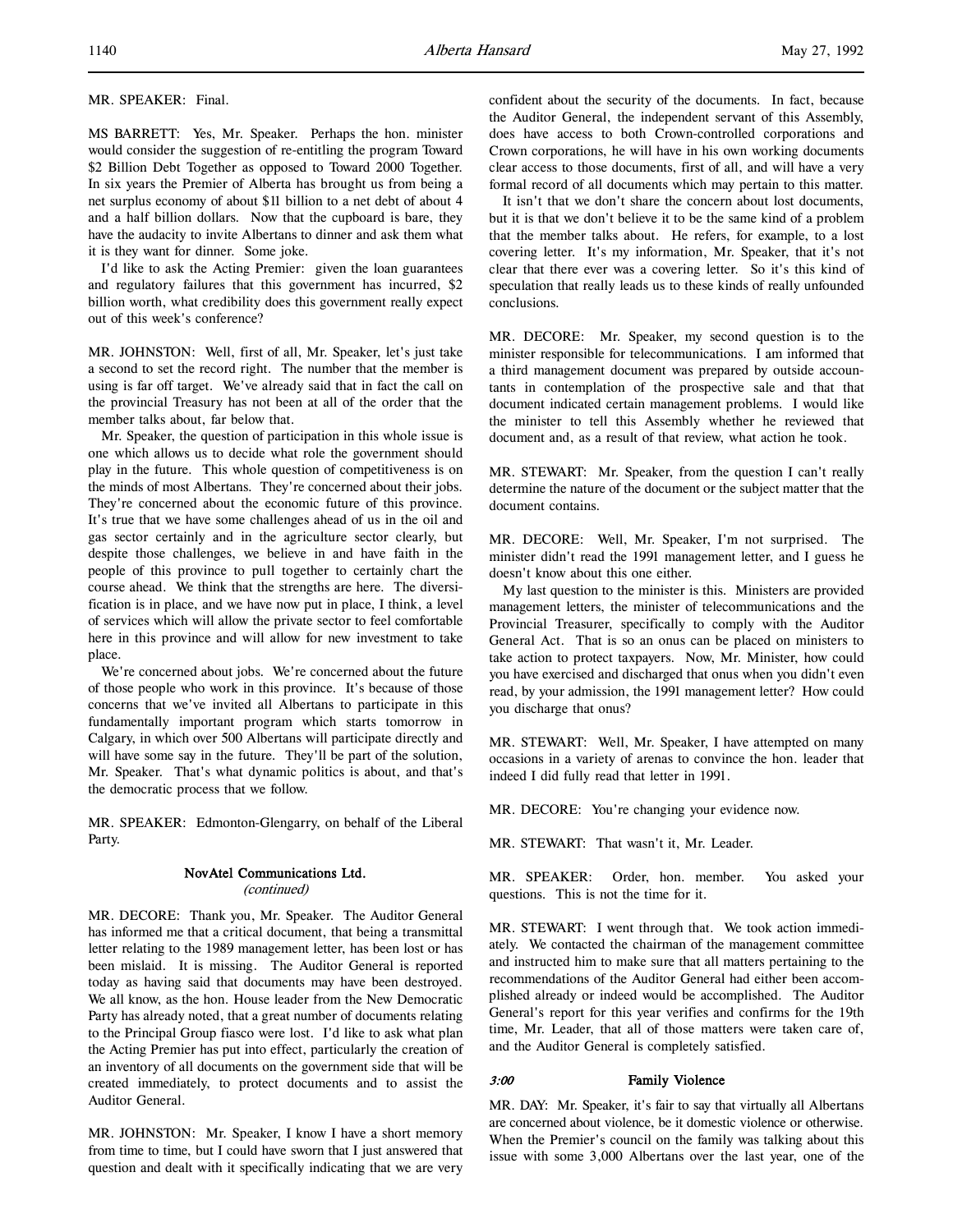MR. SPEAKER: Final.

MS BARRETT: Yes, Mr. Speaker. Perhaps the hon. minister would consider the suggestion of re-entitling the program Toward $2 Billion Debt Together as opposed to Toward 2000 Together. In six years the Premier of Alberta has brought us from being a net surplus economy of about $11 billion to a net debt of about 4 and a half billion dollars. Now that the cupboard is bare, they have the audacity to invite Albertans to dinner and ask them what it is they want for dinner. Some joke.

I'd like to ask the Acting Premier: given the loan guarantees and regulatory failures that this government has incurred, $2 billion worth, what credibility does this government really expect out of this week's conference?

MR. JOHNSTON: Well, first of all, Mr. Speaker, let's just take a second to set the record right. The number that the member is using is far off target. We've already said that in fact the call on the provincial Treasury has not been at all of the order that the member talks about, far below that.

Mr. Speaker, the question of participation in this whole issue is one which allows us to decide what role the government should play in the future. This whole question of competitiveness is on the minds of most Albertans. They're concerned about their jobs. They're concerned about the economic future of this province. It's true that we have some challenges ahead of us in the oil and gas sector certainly and in the agriculture sector clearly, but despite those challenges, we believe in and have faith in the people of this province to pull together to certainly chart the course ahead. We think that the strengths are here. The diversification is in place, and we have now put in place, I think, a level of services which will allow the private sector to feel comfortable here in this province and will allow for new investment to take place.

We're concerned about jobs. We're concerned about the future of those people who work in this province. It's because of those concerns that we've invited all Albertans to participate in this fundamentally important program which starts tomorrow in Calgary, in which over 500 Albertans will participate directly and will have some say in the future. They'll be part of the solution, Mr. Speaker. That's what dynamic politics is about, and that's the democratic process that we follow.

MR. SPEAKER: Edmonton-Glengarry, on behalf of the Liberal Party.

## NovAtel Communications Ltd.
*(continued)*

MR. DECORE: Thank you, Mr. Speaker. The Auditor General has informed me that a critical document, that being a transmittal letter relating to the 1989 management letter, has been lost or has been mislaid. It is missing. The Auditor General is reported today as having said that documents may have been destroyed. We all know, as the hon. House leader from the New Democratic Party has already noted, that a great number of documents relating to the Principal Group fiasco were lost. I'd like to ask what plan the Acting Premier has put into effect, particularly the creation of an inventory of all documents on the government side that will be created immediately, to protect documents and to assist the Auditor General.

MR. JOHNSTON: Mr. Speaker, I know I have a short memory from time to time, but I could have sworn that I just answered that question and dealt with it specifically indicating that we are very confident about the security of the documents. In fact, because the Auditor General, the independent servant of this Assembly, does have access to both Crown-controlled corporations and Crown corporations, he will have in his own working documents clear access to those documents, first of all, and will have a very formal record of all documents which may pertain to this matter.

It isn't that we don't share the concern about lost documents, but it is that we don't believe it to be the same kind of a problem that the member talks about. He refers, for example, to a lost covering letter. It's my information, Mr. Speaker, that it's not clear that there ever was a covering letter. So it's this kind of speculation that really leads us to these kinds of really unfounded conclusions.

MR. DECORE: Mr. Speaker, my second question is to the minister responsible for telecommunications. I am informed that a third management document was prepared by outside accountants in contemplation of the prospective sale and that that document indicated certain management problems. I would like the minister to tell this Assembly whether he reviewed that document and, as a result of that review, what action he took.

MR. STEWART: Mr. Speaker, from the question I can't really determine the nature of the document or the subject matter that the document contains.

MR. DECORE: Well, Mr. Speaker, I'm not surprised. The minister didn't read the 1991 management letter, and I guess he doesn't know about this one either.

My last question to the minister is this. Ministers are provided management letters, the minister of telecommunications and the Provincial Treasurer, specifically to comply with the Auditor General Act. That is so an onus can be placed on ministers to take action to protect taxpayers. Now, Mr. Minister, how could you have exercised and discharged that onus when you didn't even read, by your admission, the 1991 management letter? How could you discharge that onus?

MR. STEWART: Well, Mr. Speaker, I have attempted on many occasions in a variety of arenas to convince the hon. leader that indeed I did fully read that letter in 1991.

MR. DECORE: You're changing your evidence now.

MR. STEWART: That wasn't it, Mr. Leader.

MR. SPEAKER: Order, hon. member. You asked your questions. This is not the time for it.

MR. STEWART: I went through that. We took action immediately. We contacted the chairman of the management committee and instructed him to make sure that all matters pertaining to the recommendations of the Auditor General had either been accomplished already or indeed would be accomplished. The Auditor General's report for this year verifies and confirms for the 19th time, Mr. Leader, that all of those matters were taken care of, and the Auditor General is completely satisfied.

*3:00*

## Family Violence

MR. DAY: Mr. Speaker, it's fair to say that virtually all Albertans are concerned about violence, be it domestic violence or otherwise. When the Premier's council on the family was talking about this issue with some 3,000 Albertans over the last year, one of the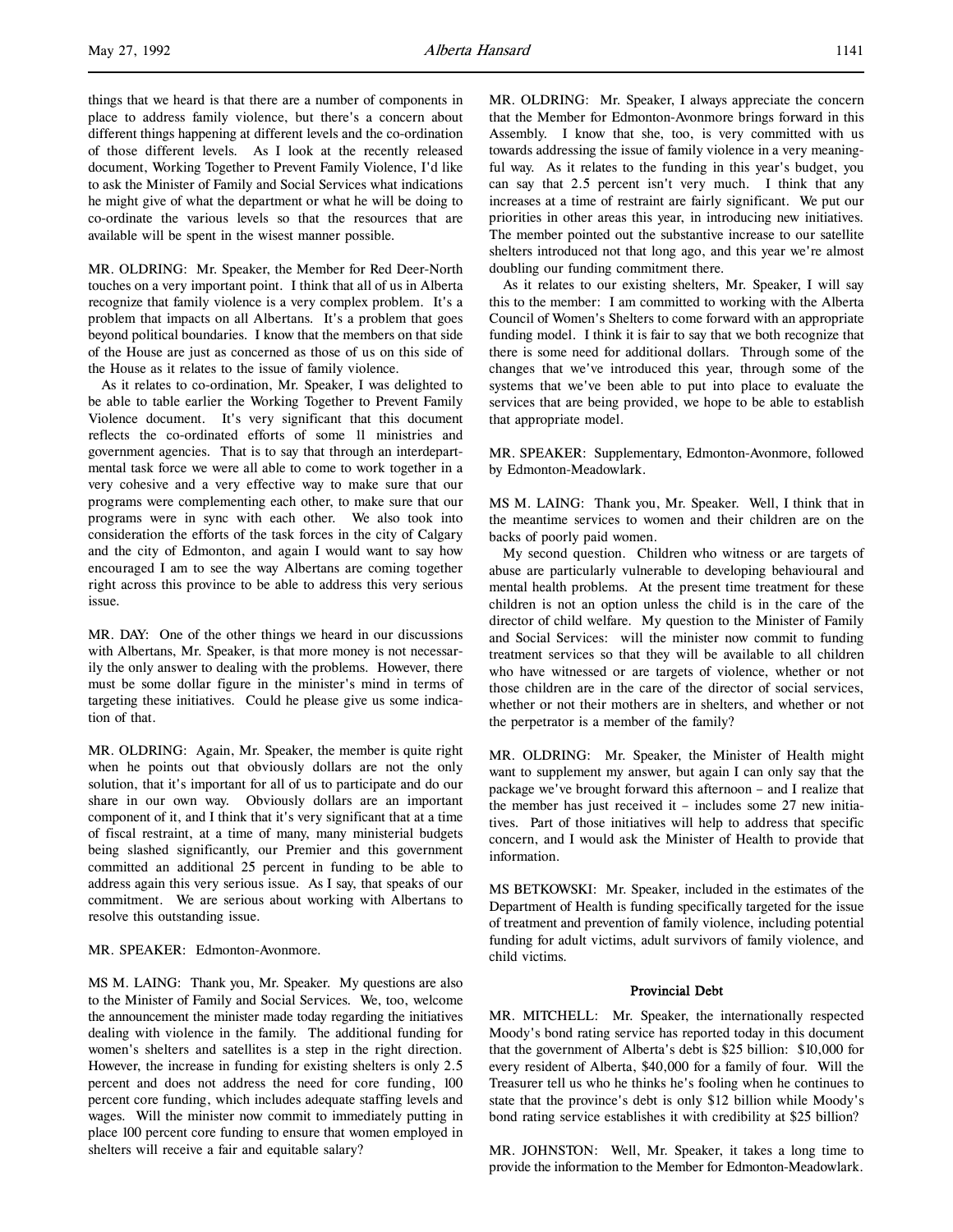things that we heard is that there are a number of components in place to address family violence, but there's a concern about different things happening at different levels and the co-ordination of those different levels. As I look at the recently released document, Working Together to Prevent Family Violence, I'd like to ask the Minister of Family and Social Services what indications he might give of what the department or what he will be doing to co-ordinate the various levels so that the resources that are available will be spent in the wisest manner possible.

MR. OLDRING: Mr. Speaker, the Member for Red Deer-North touches on a very important point. I think that all of us in Alberta recognize that family violence is a very complex problem. It's a problem that impacts on all Albertans. It's a problem that goes beyond political boundaries. I know that the members on that side of the House are just as concerned as those of us on this side of the House as it relates to the issue of family violence.

As it relates to co-ordination, Mr. Speaker, I was delighted to be able to table earlier the Working Together to Prevent Family Violence document. It's very significant that this document reflects the co-ordinated efforts of some 11 ministries and government agencies. That is to say that through an interdepartmental task force we were all able to come to work together in a very cohesive and a very effective way to make sure that our programs were complementing each other, to make sure that our programs were in sync with each other. We also took into consideration the efforts of the task forces in the city of Calgary and the city of Edmonton, and again I would want to say how encouraged I am to see the way Albertans are coming together right across this province to be able to address this very serious issue.

MR. DAY: One of the other things we heard in our discussions with Albertans, Mr. Speaker, is that more money is not necessarily the only answer to dealing with the problems. However, there must be some dollar figure in the minister's mind in terms of targeting these initiatives. Could he please give us some indication of that.

MR. OLDRING: Again, Mr. Speaker, the member is quite right when he points out that obviously dollars are not the only solution, that it's important for all of us to participate and do our share in our own way. Obviously dollars are an important component of it, and I think that it's very significant that at a time of fiscal restraint, at a time of many, many ministerial budgets being slashed significantly, our Premier and this government committed an additional 25 percent in funding to be able to address again this very serious issue. As I say, that speaks of our commitment. We are serious about working with Albertans to resolve this outstanding issue.

MR. SPEAKER: Edmonton-Avonmore.

MS M. LAING: Thank you, Mr. Speaker. My questions are also to the Minister of Family and Social Services. We, too, welcome the announcement the minister made today regarding the initiatives dealing with violence in the family. The additional funding for women's shelters and satellites is a step in the right direction. However, the increase in funding for existing shelters is only 2.5 percent and does not address the need for core funding, 100 percent core funding, which includes adequate staffing levels and wages. Will the minister now commit to immediately putting in place 100 percent core funding to ensure that women employed in shelters will receive a fair and equitable salary?

MR. OLDRING: Mr. Speaker, I always appreciate the concern that the Member for Edmonton-Avonmore brings forward in this Assembly. I know that she, too, is very committed with us towards addressing the issue of family violence in a very meaningful way. As it relates to the funding in this year's budget, you can say that 2.5 percent isn't very much. I think that any increases at a time of restraint are fairly significant. We put our priorities in other areas this year, in introducing new initiatives. The member pointed out the substantive increase to our satellite shelters introduced not that long ago, and this year we're almost doubling our funding commitment there.

As it relates to our existing shelters, Mr. Speaker, I will say this to the member: I am committed to working with the Alberta Council of Women's Shelters to come forward with an appropriate funding model. I think it is fair to say that we both recognize that there is some need for additional dollars. Through some of the changes that we've introduced this year, through some of the systems that we've been able to put into place to evaluate the services that are being provided, we hope to be able to establish that appropriate model.

MR. SPEAKER: Supplementary, Edmonton-Avonmore, followed by Edmonton-Meadowlark.

MS M. LAING: Thank you, Mr. Speaker. Well, I think that in the meantime services to women and their children are on the backs of poorly paid women.

My second question. Children who witness or are targets of abuse are particularly vulnerable to developing behavioural and mental health problems. At the present time treatment for these children is not an option unless the child is in the care of the director of child welfare. My question to the Minister of Family and Social Services: will the minister now commit to funding treatment services so that they will be available to all children who have witnessed or are targets of violence, whether or not those children are in the care of the director of social services, whether or not their mothers are in shelters, and whether or not the perpetrator is a member of the family?

MR. OLDRING: Mr. Speaker, the Minister of Health might want to supplement my answer, but again I can only say that the package we've brought forward this afternoon – and I realize that the member has just received it – includes some 27 new initiatives. Part of those initiatives will help to address that specific concern, and I would ask the Minister of Health to provide that information.

MS BETKOWSKI: Mr. Speaker, included in the estimates of the Department of Health is funding specifically targeted for the issue of treatment and prevention of family violence, including potential funding for adult victims, adult survivors of family violence, and child victims.

### Provincial Debt

MR. MITCHELL: Mr. Speaker, the internationally respected Moody's bond rating service has reported today in this document that the government of Alberta's debt is $25 billion: $10,000 for every resident of Alberta, $40,000 for a family of four. Will the Treasurer tell us who he thinks he's fooling when he continues to state that the province's debt is only $12 billion while Moody's bond rating service establishes it with credibility at $25 billion?

MR. JOHNSTON: Well, Mr. Speaker, it takes a long time to provide the information to the Member for Edmonton-Meadowlark.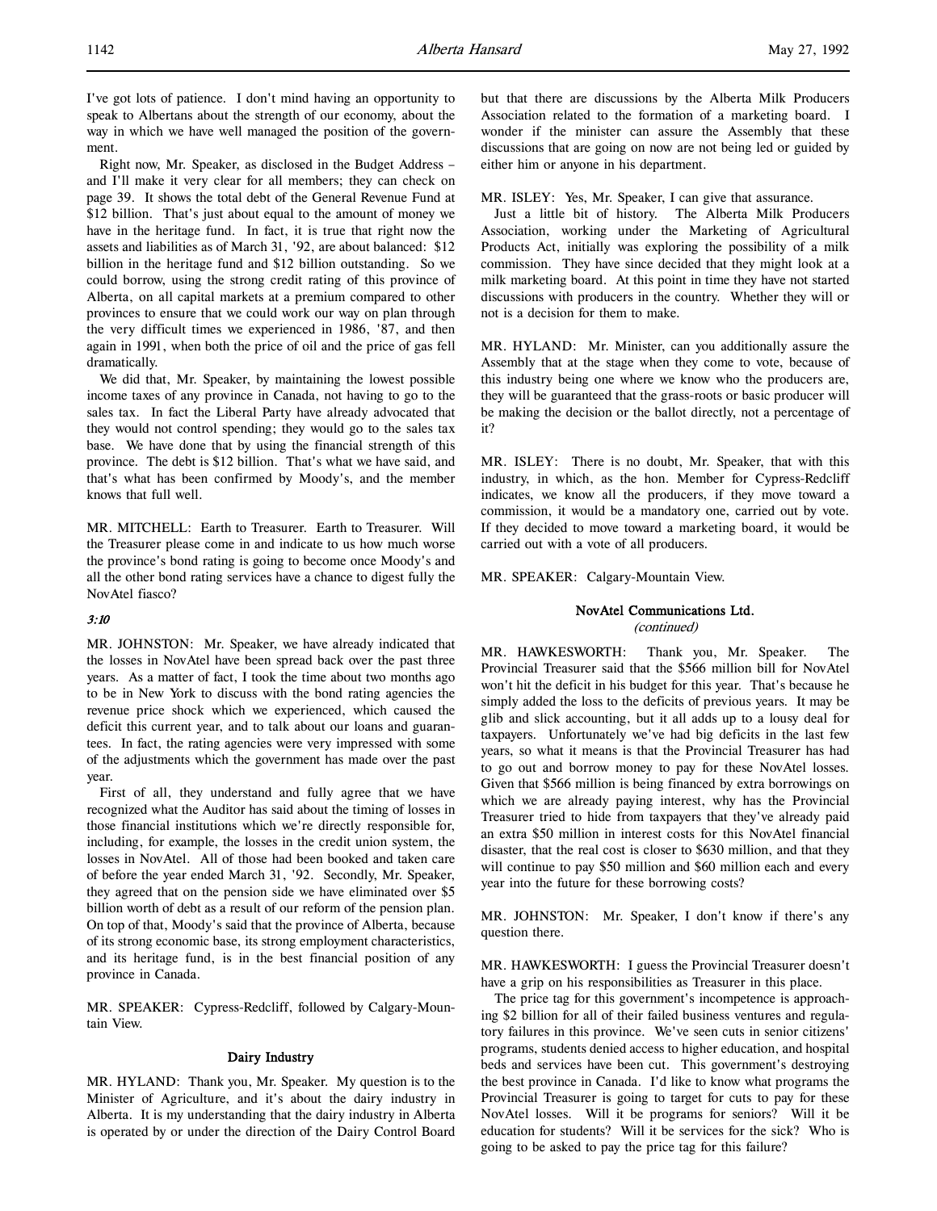I've got lots of patience. I don't mind having an opportunity to speak to Albertans about the strength of our economy, about the way in which we have well managed the position of the government.

Right now, Mr. Speaker, as disclosed in the Budget Address – and I'll make it very clear for all members; they can check on page 39. It shows the total debt of the General Revenue Fund at $12 billion. That's just about equal to the amount of money we have in the heritage fund. In fact, it is true that right now the assets and liabilities as of March 31, '92, are about balanced: $12 billion in the heritage fund and $12 billion outstanding. So we could borrow, using the strong credit rating of this province of Alberta, on all capital markets at a premium compared to other provinces to ensure that we could work our way on plan through the very difficult times we experienced in 1986, '87, and then again in 1991, when both the price of oil and the price of gas fell dramatically.

We did that, Mr. Speaker, by maintaining the lowest possible income taxes of any province in Canada, not having to go to the sales tax. In fact the Liberal Party have already advocated that they would not control spending; they would go to the sales tax base. We have done that by using the financial strength of this province. The debt is $12 billion. That's what we have said, and that's what has been confirmed by Moody's, and the member knows that full well.

MR. MITCHELL: Earth to Treasurer. Earth to Treasurer. Will the Treasurer please come in and indicate to us how much worse the province's bond rating is going to become once Moody's and all the other bond rating services have a chance to digest fully the NovAtel fiasco?

*3:10*

MR. JOHNSTON: Mr. Speaker, we have already indicated that the losses in NovAtel have been spread back over the past three years. As a matter of fact, I took the time about two months ago to be in New York to discuss with the bond rating agencies the revenue price shock which we experienced, which caused the deficit this current year, and to talk about our loans and guarantees. In fact, the rating agencies were very impressed with some of the adjustments which the government has made over the past year.

First of all, they understand and fully agree that we have recognized what the Auditor has said about the timing of losses in those financial institutions which we're directly responsible for, including, for example, the losses in the credit union system, the losses in NovAtel. All of those had been booked and taken care of before the year ended March 31, '92. Secondly, Mr. Speaker, they agreed that on the pension side we have eliminated over $5 billion worth of debt as a result of our reform of the pension plan. On top of that, Moody's said that the province of Alberta, because of its strong economic base, its strong employment characteristics, and its heritage fund, is in the best financial position of any province in Canada.

MR. SPEAKER: Cypress-Redcliff, followed by Calgary-Mountain View.

## Dairy Industry

MR. HYLAND: Thank you, Mr. Speaker. My question is to the Minister of Agriculture, and it's about the dairy industry in Alberta. It is my understanding that the dairy industry in Alberta is operated by or under the direction of the Dairy Control Board but that there are discussions by the Alberta Milk Producers Association related to the formation of a marketing board. I wonder if the minister can assure the Assembly that these discussions that are going on now are not being led or guided by either him or anyone in his department.

MR. ISLEY: Yes, Mr. Speaker, I can give that assurance.

Just a little bit of history. The Alberta Milk Producers Association, working under the Marketing of Agricultural Products Act, initially was exploring the possibility of a milk commission. They have since decided that they might look at a milk marketing board. At this point in time they have not started discussions with producers in the country. Whether they will or not is a decision for them to make.

MR. HYLAND: Mr. Minister, can you additionally assure the Assembly that at the stage when they come to vote, because of this industry being one where we know who the producers are, they will be guaranteed that the grass-roots or basic producer will be making the decision or the ballot directly, not a percentage of it?

MR. ISLEY: There is no doubt, Mr. Speaker, that with this industry, in which, as the hon. Member for Cypress-Redcliff indicates, we know all the producers, if they move toward a commission, it would be a mandatory one, carried out by vote. If they decided to move toward a marketing board, it would be carried out with a vote of all producers.

MR. SPEAKER: Calgary-Mountain View.

## NovAtel Communications Ltd.
*(continued)*

MR. HAWKESWORTH: Thank you, Mr. Speaker. The Provincial Treasurer said that the $566 million bill for NovAtel won't hit the deficit in his budget for this year. That's because he simply added the loss to the deficits of previous years. It may be glib and slick accounting, but it all adds up to a lousy deal for taxpayers. Unfortunately we've had big deficits in the last few years, so what it means is that the Provincial Treasurer has had to go out and borrow money to pay for these NovAtel losses. Given that $566 million is being financed by extra borrowings on which we are already paying interest, why has the Provincial Treasurer tried to hide from taxpayers that they've already paid an extra $50 million in interest costs for this NovAtel financial disaster, that the real cost is closer to $630 million, and that they will continue to pay $50 million and $60 million each and every year into the future for these borrowing costs?

MR. JOHNSTON: Mr. Speaker, I don't know if there's any question there.

MR. HAWKESWORTH: I guess the Provincial Treasurer doesn't have a grip on his responsibilities as Treasurer in this place.

The price tag for this government's incompetence is approaching $2 billion for all of their failed business ventures and regulatory failures in this province. We've seen cuts in senior citizens' programs, students denied access to higher education, and hospital beds and services have been cut. This government's destroying the best province in Canada. I'd like to know what programs the Provincial Treasurer is going to target for cuts to pay for these NovAtel losses. Will it be programs for seniors? Will it be education for students? Will it be services for the sick? Who is going to be asked to pay the price tag for this failure?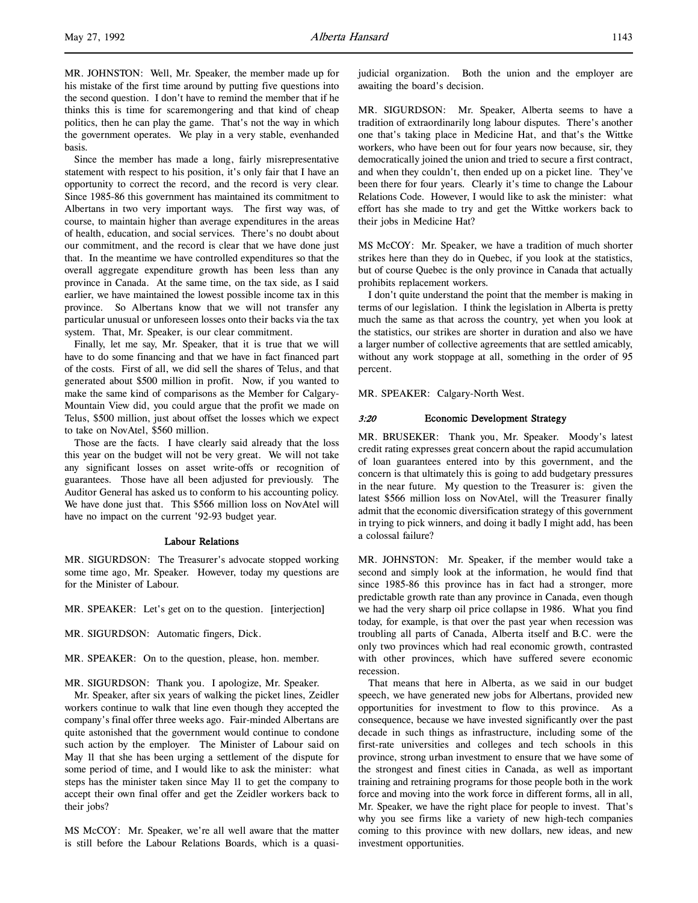MR. JOHNSTON: Well, Mr. Speaker, the member made up for his mistake of the first time around by putting five questions into the second question. I don't have to remind the member that if he thinks this is time for scaremongering and that kind of cheap politics, then he can play the game. That's not the way in which the government operates. We play in a very stable, evenhanded basis.

Since the member has made a long, fairly misrepresentative statement with respect to his position, it's only fair that I have an opportunity to correct the record, and the record is very clear. Since 1985-86 this government has maintained its commitment to Albertans in two very important ways. The first way was, of course, to maintain higher than average expenditures in the areas of health, education, and social services. There's no doubt about our commitment, and the record is clear that we have done just that. In the meantime we have controlled expenditures so that the overall aggregate expenditure growth has been less than any province in Canada. At the same time, on the tax side, as I said earlier, we have maintained the lowest possible income tax in this province. So Albertans know that we will not transfer any particular unusual or unforeseen losses onto their backs via the tax system. That, Mr. Speaker, is our clear commitment.

Finally, let me say, Mr. Speaker, that it is true that we will have to do some financing and that we have in fact financed part of the costs. First of all, we did sell the shares of Telus, and that generated about $500 million in profit. Now, if you wanted to make the same kind of comparisons as the Member for Calgary-Mountain View did, you could argue that the profit we made on Telus, $500 million, just about offset the losses which we expect to take on NovAtel, $560 million.

Those are the facts. I have clearly said already that the loss this year on the budget will not be very great. We will not take any significant losses on asset write-offs or recognition of guarantees. Those have all been adjusted for previously. The Auditor General has asked us to conform to his accounting policy. We have done just that. This $566 million loss on NovAtel will have no impact on the current '92-93 budget year.

### Labour Relations

MR. SIGURDSON: The Treasurer's advocate stopped working some time ago, Mr. Speaker. However, today my questions are for the Minister of Labour.

MR. SPEAKER: Let's get on to the question. [interjection]

MR. SIGURDSON: Automatic fingers, Dick.

MR. SPEAKER: On to the question, please, hon. member.

MR. SIGURDSON: Thank you. I apologize, Mr. Speaker.

Mr. Speaker, after six years of walking the picket lines, Zeidler workers continue to walk that line even though they accepted the company's final offer three weeks ago. Fair-minded Albertans are quite astonished that the government would continue to condone such action by the employer. The Minister of Labour said on May 11 that she has been urging a settlement of the dispute for some period of time, and I would like to ask the minister: what steps has the minister taken since May 11 to get the company to accept their own final offer and get the Zeidler workers back to their jobs?

MS McCOY: Mr. Speaker, we're all well aware that the matter is still before the Labour Relations Boards, which is a quasi-judicial organization. Both the union and the employer are awaiting the board's decision.

MR. SIGURDSON: Mr. Speaker, Alberta seems to have a tradition of extraordinarily long labour disputes. There's another one that's taking place in Medicine Hat, and that's the Wittke workers, who have been out for four years now because, sir, they democratically joined the union and tried to secure a first contract, and when they couldn't, then ended up on a picket line. They've been there for four years. Clearly it's time to change the Labour Relations Code. However, I would like to ask the minister: what effort has she made to try and get the Wittke workers back to their jobs in Medicine Hat?

MS McCOY: Mr. Speaker, we have a tradition of much shorter strikes here than they do in Quebec, if you look at the statistics, but of course Quebec is the only province in Canada that actually prohibits replacement workers.

I don't quite understand the point that the member is making in terms of our legislation. I think the legislation in Alberta is pretty much the same as that across the country, yet when you look at the statistics, our strikes are shorter in duration and also we have a larger number of collective agreements that are settled amicably, without any work stoppage at all, something in the order of 95 percent.

MR. SPEAKER: Calgary-North West.

### *3:20* Economic Development Strategy

MR. BRUSEKER: Thank you, Mr. Speaker. Moody's latest credit rating expresses great concern about the rapid accumulation of loan guarantees entered into by this government, and the concern is that ultimately this is going to add budgetary pressures in the near future. My question to the Treasurer is: given the latest $566 million loss on NovAtel, will the Treasurer finally admit that the economic diversification strategy of this government in trying to pick winners, and doing it badly I might add, has been a colossal failure?

MR. JOHNSTON: Mr. Speaker, if the member would take a second and simply look at the information, he would find that since 1985-86 this province has in fact had a stronger, more predictable growth rate than any province in Canada, even though we had the very sharp oil price collapse in 1986. What you find today, for example, is that over the past year when recession was troubling all parts of Canada, Alberta itself and B.C. were the only two provinces which had real economic growth, contrasted with other provinces, which have suffered severe economic recession.

That means that here in Alberta, as we said in our budget speech, we have generated new jobs for Albertans, provided new opportunities for investment to flow to this province. As a consequence, because we have invested significantly over the past decade in such things as infrastructure, including some of the first-rate universities and colleges and tech schools in this province, strong urban investment to ensure that we have some of the strongest and finest cities in Canada, as well as important training and retraining programs for those people both in the work force and moving into the work force in different forms, all in all, Mr. Speaker, we have the right place for people to invest. That's why you see firms like a variety of new high-tech companies coming to this province with new dollars, new ideas, and new investment opportunities.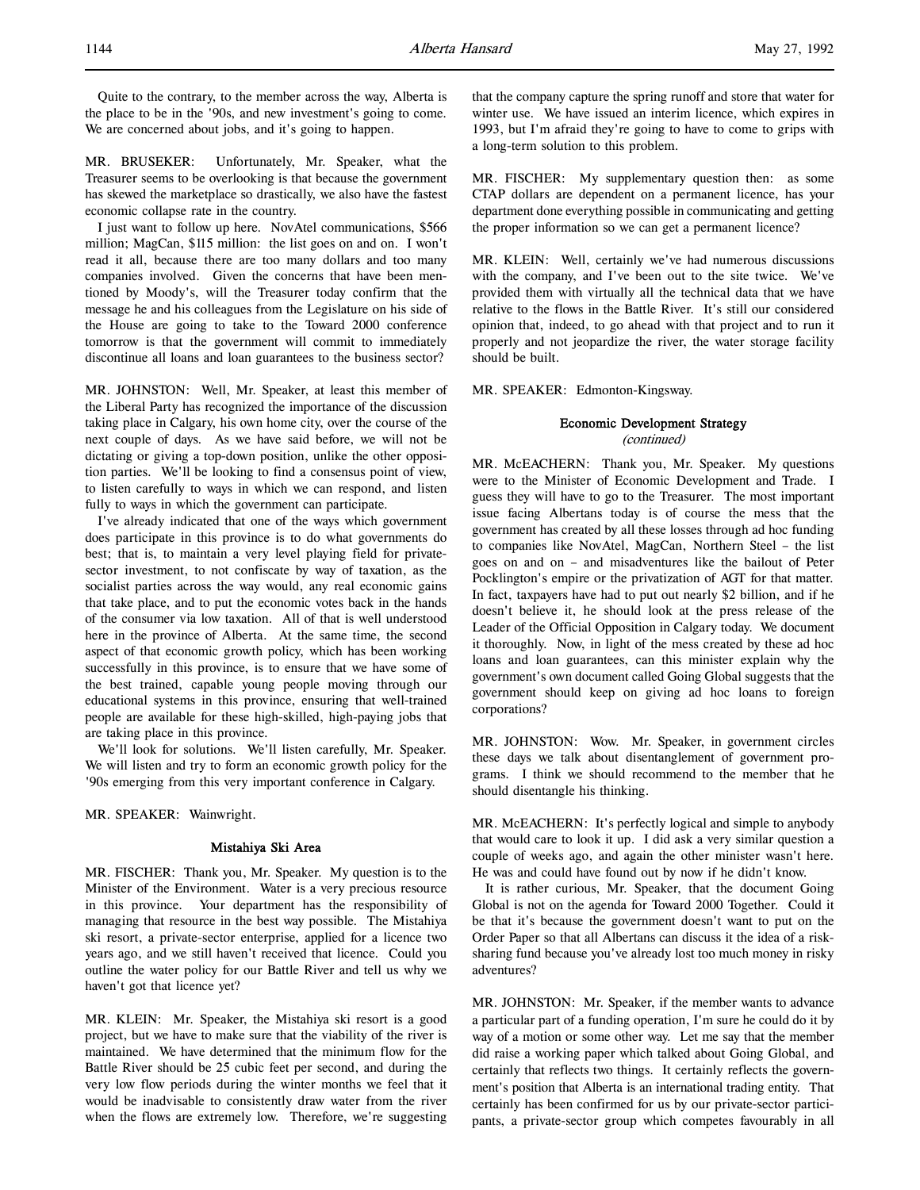Quite to the contrary, to the member across the way, Alberta is the place to be in the '90s, and new investment's going to come. We are concerned about jobs, and it's going to happen.

MR. BRUSEKER: Unfortunately, Mr. Speaker, what the Treasurer seems to be overlooking is that because the government has skewed the marketplace so drastically, we also have the fastest economic collapse rate in the country.

I just want to follow up here. NovAtel communications, $566 million; MagCan, $115 million: the list goes on and on. I won't read it all, because there are too many dollars and too many companies involved. Given the concerns that have been mentioned by Moody's, will the Treasurer today confirm that the message he and his colleagues from the Legislature on his side of the House are going to take to the Toward 2000 conference tomorrow is that the government will commit to immediately discontinue all loans and loan guarantees to the business sector?

MR. JOHNSTON: Well, Mr. Speaker, at least this member of the Liberal Party has recognized the importance of the discussion taking place in Calgary, his own home city, over the course of the next couple of days. As we have said before, we will not be dictating or giving a top-down position, unlike the other opposition parties. We'll be looking to find a consensus point of view, to listen carefully to ways in which we can respond, and listen fully to ways in which the government can participate.

I've already indicated that one of the ways which government does participate in this province is to do what governments do best; that is, to maintain a very level playing field for private-sector investment, to not confiscate by way of taxation, as the socialist parties across the way would, any real economic gains that take place, and to put the economic votes back in the hands of the consumer via low taxation. All of that is well understood here in the province of Alberta. At the same time, the second aspect of that economic growth policy, which has been working successfully in this province, is to ensure that we have some of the best trained, capable young people moving through our educational systems in this province, ensuring that well-trained people are available for these high-skilled, high-paying jobs that are taking place in this province.

We'll look for solutions. We'll listen carefully, Mr. Speaker. We will listen and try to form an economic growth policy for the '90s emerging from this very important conference in Calgary.

MR. SPEAKER: Wainwright.

### Mistahiya Ski Area

MR. FISCHER: Thank you, Mr. Speaker. My question is to the Minister of the Environment. Water is a very precious resource in this province. Your department has the responsibility of managing that resource in the best way possible. The Mistahiya ski resort, a private-sector enterprise, applied for a licence two years ago, and we still haven't received that licence. Could you outline the water policy for our Battle River and tell us why we haven't got that licence yet?

MR. KLEIN: Mr. Speaker, the Mistahiya ski resort is a good project, but we have to make sure that the viability of the river is maintained. We have determined that the minimum flow for the Battle River should be 25 cubic feet per second, and during the very low flow periods during the winter months we feel that it would be inadvisable to consistently draw water from the river when the flows are extremely low. Therefore, we're suggesting that the company capture the spring runoff and store that water for winter use. We have issued an interim licence, which expires in 1993, but I'm afraid they're going to have to come to grips with a long-term solution to this problem.

MR. FISCHER: My supplementary question then: as some CTAP dollars are dependent on a permanent licence, has your department done everything possible in communicating and getting the proper information so we can get a permanent licence?

MR. KLEIN: Well, certainly we've had numerous discussions with the company, and I've been out to the site twice. We've provided them with virtually all the technical data that we have relative to the flows in the Battle River. It's still our considered opinion that, indeed, to go ahead with that project and to run it properly and not jeopardize the river, the water storage facility should be built.

MR. SPEAKER: Edmonton-Kingsway.

### Economic Development Strategy
*(continued)*

MR. McEACHERN: Thank you, Mr. Speaker. My questions were to the Minister of Economic Development and Trade. I guess they will have to go to the Treasurer. The most important issue facing Albertans today is of course the mess that the government has created by all these losses through ad hoc funding to companies like NovAtel, MagCan, Northern Steel – the list goes on and on – and misadventures like the bailout of Peter Pocklington's empire or the privatization of AGT for that matter. In fact, taxpayers have had to put out nearly $2 billion, and if he doesn't believe it, he should look at the press release of the Leader of the Official Opposition in Calgary today. We document it thoroughly. Now, in light of the mess created by these ad hoc loans and loan guarantees, can this minister explain why the government's own document called Going Global suggests that the government should keep on giving ad hoc loans to foreign corporations?

MR. JOHNSTON: Wow. Mr. Speaker, in government circles these days we talk about disentanglement of government programs. I think we should recommend to the member that he should disentangle his thinking.

MR. McEACHERN: It's perfectly logical and simple to anybody that would care to look it up. I did ask a very similar question a couple of weeks ago, and again the other minister wasn't here. He was and could have found out by now if he didn't know.

It is rather curious, Mr. Speaker, that the document Going Global is not on the agenda for Toward 2000 Together. Could it be that it's because the government doesn't want to put on the Order Paper so that all Albertans can discuss it the idea of a risk-sharing fund because you've already lost too much money in risky adventures?

MR. JOHNSTON: Mr. Speaker, if the member wants to advance a particular part of a funding operation, I'm sure he could do it by way of a motion or some other way. Let me say that the member did raise a working paper which talked about Going Global, and certainly that reflects two things. It certainly reflects the government's position that Alberta is an international trading entity. That certainly has been confirmed for us by our private-sector participants, a private-sector group which competes favourably in all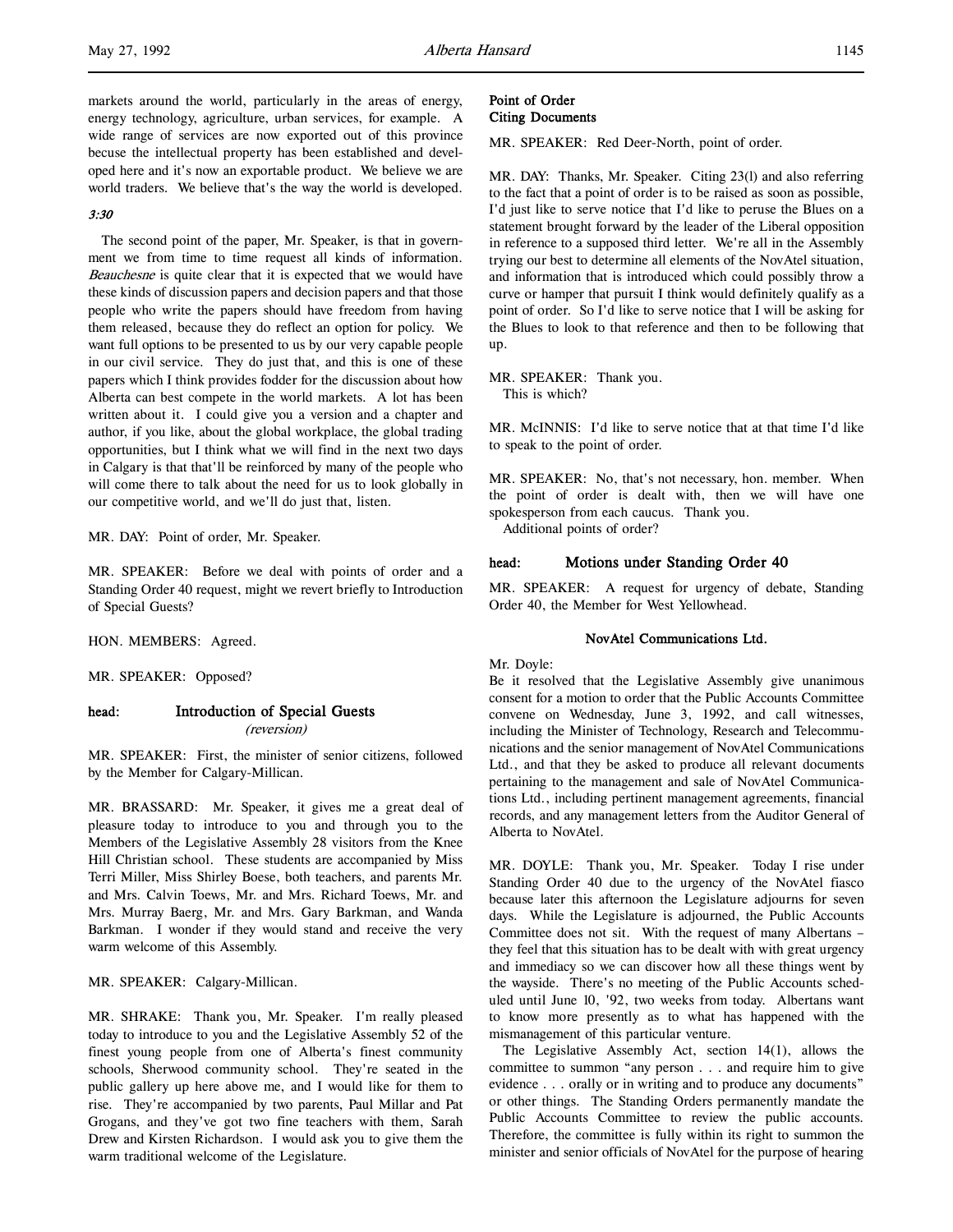markets around the world, particularly in the areas of energy, energy technology, agriculture, urban services, for example. A wide range of services are now exported out of this province becuse the intellectual property has been established and developed here and it's now an exportable product. We believe we are world traders. We believe that's the way the world is developed.

*3:30*

The second point of the paper, Mr. Speaker, is that in government we from time to time request all kinds of information. *Beauchesne* is quite clear that it is expected that we would have these kinds of discussion papers and decision papers and that those people who write the papers should have freedom from having them released, because they do reflect an option for policy. We want full options to be presented to us by our very capable people in our civil service. They do just that, and this is one of these papers which I think provides fodder for the discussion about how Alberta can best compete in the world markets. A lot has been written about it. I could give you a version and a chapter and author, if you like, about the global workplace, the global trading opportunities, but I think what we will find in the next two days in Calgary is that that'll be reinforced by many of the people who will come there to talk about the need for us to look globally in our competitive world, and we'll do just that, listen.

MR. DAY: Point of order, Mr. Speaker.

MR. SPEAKER: Before we deal with points of order and a Standing Order 40 request, might we revert briefly to Introduction of Special Guests?

HON. MEMBERS: Agreed.

MR. SPEAKER: Opposed?

## head: Introduction of Special Guests
*(reversion)*

MR. SPEAKER: First, the minister of senior citizens, followed by the Member for Calgary-Millican.

MR. BRASSARD: Mr. Speaker, it gives me a great deal of pleasure today to introduce to you and through you to the Members of the Legislative Assembly 28 visitors from the Knee Hill Christian school. These students are accompanied by Miss Terri Miller, Miss Shirley Boese, both teachers, and parents Mr. and Mrs. Calvin Toews, Mr. and Mrs. Richard Toews, Mr. and Mrs. Murray Baerg, Mr. and Mrs. Gary Barkman, and Wanda Barkman. I wonder if they would stand and receive the very warm welcome of this Assembly.

MR. SPEAKER: Calgary-Millican.

MR. SHRAKE: Thank you, Mr. Speaker. I'm really pleased today to introduce to you and the Legislative Assembly 52 of the finest young people from one of Alberta's finest community schools, Sherwood community school. They're seated in the public gallery up here above me, and I would like for them to rise. They're accompanied by two parents, Paul Millar and Pat Grogans, and they've got two fine teachers with them, Sarah Drew and Kirsten Richardson. I would ask you to give them the warm traditional welcome of the Legislature.

### Point of Order
### Citing Documents

MR. SPEAKER: Red Deer-North, point of order.

MR. DAY: Thanks, Mr. Speaker. Citing 23(l) and also referring to the fact that a point of order is to be raised as soon as possible, I'd just like to serve notice that I'd like to peruse the Blues on a statement brought forward by the leader of the Liberal opposition in reference to a supposed third letter. We're all in the Assembly trying our best to determine all elements of the NovAtel situation, and information that is introduced which could possibly throw a curve or hamper that pursuit I think would definitely qualify as a point of order. So I'd like to serve notice that I will be asking for the Blues to look to that reference and then to be following that up.

MR. SPEAKER: Thank you.
This is which?

MR. McINNIS: I'd like to serve notice that at that time I'd like to speak to the point of order.

MR. SPEAKER: No, that's not necessary, hon. member. When the point of order is dealt with, then we will have one spokesperson from each caucus. Thank you.
Additional points of order?

## head: Motions under Standing Order 40

MR. SPEAKER: A request for urgency of debate, Standing Order 40, the Member for West Yellowhead.

### NovAtel Communications Ltd.

Mr. Doyle:
Be it resolved that the Legislative Assembly give unanimous consent for a motion to order that the Public Accounts Committee convene on Wednesday, June 3, 1992, and call witnesses, including the Minister of Technology, Research and Telecommunications and the senior management of NovAtel Communications Ltd., and that they be asked to produce all relevant documents pertaining to the management and sale of NovAtel Communications Ltd., including pertinent management agreements, financial records, and any management letters from the Auditor General of Alberta to NovAtel.

MR. DOYLE: Thank you, Mr. Speaker. Today I rise under Standing Order 40 due to the urgency of the NovAtel fiasco because later this afternoon the Legislature adjourns for seven days. While the Legislature is adjourned, the Public Accounts Committee does not sit. With the request of many Albertans – they feel that this situation has to be dealt with with great urgency and immediacy so we can discover how all these things went by the wayside. There's no meeting of the Public Accounts scheduled until June 10, '92, two weeks from today. Albertans want to know more presently as to what has happened with the mismanagement of this particular venture.

The Legislative Assembly Act, section 14(1), allows the committee to summon "any person . . . and require him to give evidence . . . orally or in writing and to produce any documents" or other things. The Standing Orders permanently mandate the Public Accounts Committee to review the public accounts. Therefore, the committee is fully within its right to summon the minister and senior officials of NovAtel for the purpose of hearing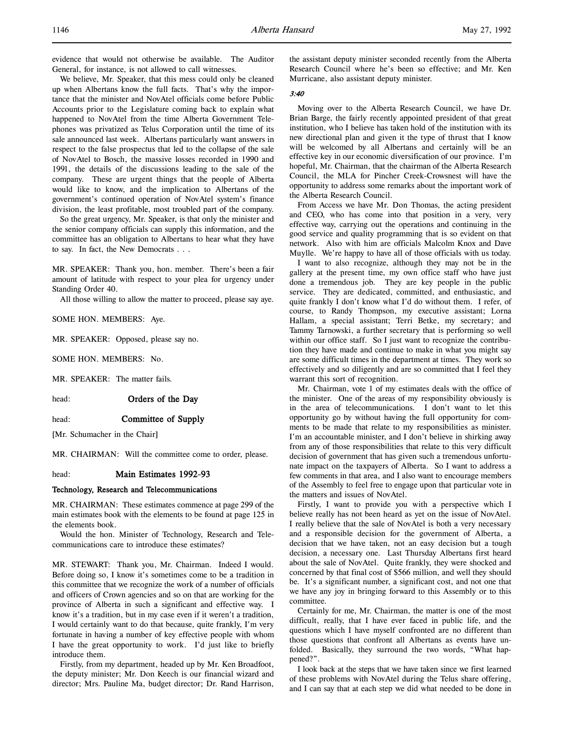evidence that would not otherwise be available. The Auditor General, for instance, is not allowed to call witnesses.

We believe, Mr. Speaker, that this mess could only be cleaned up when Albertans know the full facts. That's why the importance that the minister and NovAtel officials come before Public Accounts prior to the Legislature coming back to explain what happened to NovAtel from the time Alberta Government Telephones was privatized as Telus Corporation until the time of its sale announced last week. Albertans particularly want answers in respect to the false prospectus that led to the collapse of the sale of NovAtel to Bosch, the massive losses recorded in 1990 and 1991, the details of the discussions leading to the sale of the company. These are urgent things that the people of Alberta would like to know, and the implication to Albertans of the government's continued operation of NovAtel system's finance division, the least profitable, most troubled part of the company.

So the great urgency, Mr. Speaker, is that only the minister and the senior company officials can supply this information, and the committee has an obligation to Albertans to hear what they have to say. In fact, the New Democrats . . .

MR. SPEAKER: Thank you, hon. member. There's been a fair amount of latitude with respect to your plea for urgency under Standing Order 40.

All those willing to allow the matter to proceed, please say aye.

SOME HON. MEMBERS: Aye.

MR. SPEAKER: Opposed, please say no.

SOME HON. MEMBERS: No.

MR. SPEAKER: The matter fails.

head: **Orders of the Day**

head: **Committee of Supply**

[Mr. Schumacher in the Chair]

MR. CHAIRMAN: Will the committee come to order, please.

head: **Main Estimates 1992-93**

**Technology, Research and Telecommunications**

MR. CHAIRMAN: These estimates commence at page 299 of the main estimates book with the elements to be found at page 125 in the elements book.

Would the hon. Minister of Technology, Research and Telecommunications care to introduce these estimates?

MR. STEWART: Thank you, Mr. Chairman. Indeed I would. Before doing so, I know it's sometimes come to be a tradition in this committee that we recognize the work of a number of officials and officers of Crown agencies and so on that are working for the province of Alberta in such a significant and effective way. I know it's a tradition, but in my case even if it weren't a tradition, I would certainly want to do that because, quite frankly, I'm very fortunate in having a number of key effective people with whom I have the great opportunity to work. I'd just like to briefly introduce them.

Firstly, from my department, headed up by Mr. Ken Broadfoot, the deputy minister; Mr. Don Keech is our financial wizard and director; Mrs. Pauline Ma, budget director; Dr. Rand Harrison, the assistant deputy minister seconded recently from the Alberta Research Council where he's been so effective; and Mr. Ken Murricane, also assistant deputy minister.

*3:40*

Moving over to the Alberta Research Council, we have Dr. Brian Barge, the fairly recently appointed president of that great institution, who I believe has taken hold of the institution with its new directional plan and given it the type of thrust that I know will be welcomed by all Albertans and certainly will be an effective key in our economic diversification of our province. I'm hopeful, Mr. Chairman, that the chairman of the Alberta Research Council, the MLA for Pincher Creek-Crowsnest will have the opportunity to address some remarks about the important work of the Alberta Research Council.

From Access we have Mr. Don Thomas, the acting president and CEO, who has come into that position in a very, very effective way, carrying out the operations and continuing in the good service and quality programming that is so evident on that network. Also with him are officials Malcolm Knox and Dave Muylle. We're happy to have all of those officials with us today.

I want to also recognize, although they may not be in the gallery at the present time, my own office staff who have just done a tremendous job. They are key people in the public service. They are dedicated, committed, and enthusiastic, and quite frankly I don't know what I'd do without them. I refer, of course, to Randy Thompson, my executive assistant; Lorna Hallam, a special assistant; Terri Betke, my secretary; and Tammy Tarnowski, a further secretary that is performing so well within our office staff. So I just want to recognize the contribution they have made and continue to make in what you might say are some difficult times in the department at times. They work so effectively and so diligently and are so committed that I feel they warrant this sort of recognition.

Mr. Chairman, vote 1 of my estimates deals with the office of the minister. One of the areas of my responsibility obviously is in the area of telecommunications. I don't want to let this opportunity go by without having the full opportunity for comments to be made that relate to my responsibilities as minister. I'm an accountable minister, and I don't believe in shirking away from any of those responsibilities that relate to this very difficult decision of government that has given such a tremendous unfortunate impact on the taxpayers of Alberta. So I want to address a few comments in that area, and I also want to encourage members of the Assembly to feel free to engage upon that particular vote in the matters and issues of NovAtel.

Firstly, I want to provide you with a perspective which I believe really has not been heard as yet on the issue of NovAtel. I really believe that the sale of NovAtel is both a very necessary and a responsible decision for the government of Alberta, a decision that we have taken, not an easy decision but a tough decision, a necessary one. Last Thursday Albertans first heard about the sale of NovAtel. Quite frankly, they were shocked and concerned by that final cost of $566 million, and well they should be. It's a significant number, a significant cost, and not one that we have any joy in bringing forward to this Assembly or to this committee.

Certainly for me, Mr. Chairman, the matter is one of the most difficult, really, that I have ever faced in public life, and the questions which I have myself confronted are no different than those questions that confront all Albertans as events have unfolded. Basically, they surround the two words, "What happened?".

I look back at the steps that we have taken since we first learned of these problems with NovAtel during the Telus share offering, and I can say that at each step we did what needed to be done in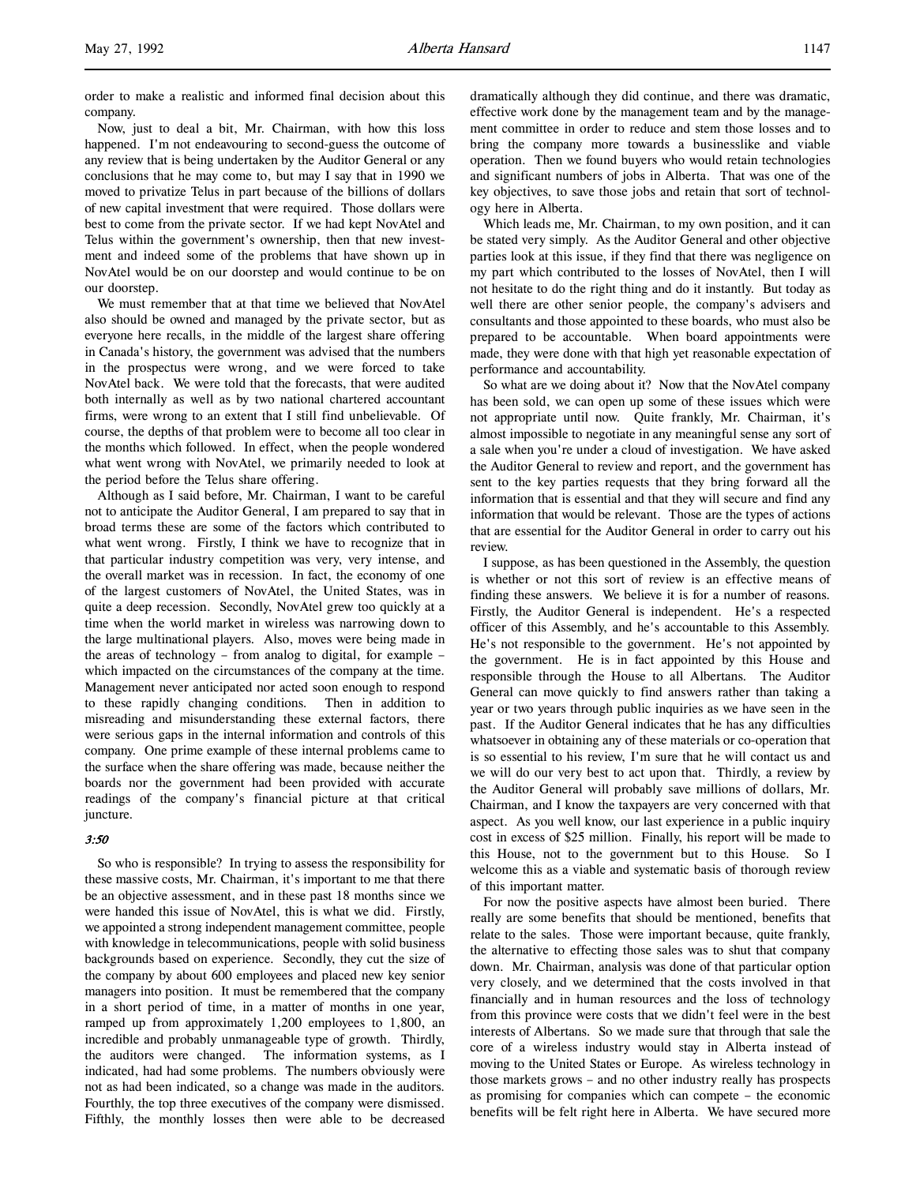order to make a realistic and informed final decision about this company.

Now, just to deal a bit, Mr. Chairman, with how this loss happened. I'm not endeavouring to second-guess the outcome of any review that is being undertaken by the Auditor General or any conclusions that he may come to, but may I say that in 1990 we moved to privatize Telus in part because of the billions of dollars of new capital investment that were required. Those dollars were best to come from the private sector. If we had kept NovAtel and Telus within the government's ownership, then that new investment and indeed some of the problems that have shown up in NovAtel would be on our doorstep and would continue to be on our doorstep.

We must remember that at that time we believed that NovAtel also should be owned and managed by the private sector, but as everyone here recalls, in the middle of the largest share offering in Canada's history, the government was advised that the numbers in the prospectus were wrong, and we were forced to take NovAtel back. We were told that the forecasts, that were audited both internally as well as by two national chartered accountant firms, were wrong to an extent that I still find unbelievable. Of course, the depths of that problem were to become all too clear in the months which followed. In effect, when the people wondered what went wrong with NovAtel, we primarily needed to look at the period before the Telus share offering.

Although as I said before, Mr. Chairman, I want to be careful not to anticipate the Auditor General, I am prepared to say that in broad terms these are some of the factors which contributed to what went wrong. Firstly, I think we have to recognize that in that particular industry competition was very, very intense, and the overall market was in recession. In fact, the economy of one of the largest customers of NovAtel, the United States, was in quite a deep recession. Secondly, NovAtel grew too quickly at a time when the world market in wireless was narrowing down to the large multinational players. Also, moves were being made in the areas of technology – from analog to digital, for example – which impacted on the circumstances of the company at the time. Management never anticipated nor acted soon enough to respond to these rapidly changing conditions. Then in addition to misreading and misunderstanding these external factors, there were serious gaps in the internal information and controls of this company. One prime example of these internal problems came to the surface when the share offering was made, because neither the boards nor the government had been provided with accurate readings of the company's financial picture at that critical juncture.

*3:50*

So who is responsible? In trying to assess the responsibility for these massive costs, Mr. Chairman, it's important to me that there be an objective assessment, and in these past 18 months since we were handed this issue of NovAtel, this is what we did. Firstly, we appointed a strong independent management committee, people with knowledge in telecommunications, people with solid business backgrounds based on experience. Secondly, they cut the size of the company by about 600 employees and placed new key senior managers into position. It must be remembered that the company in a short period of time, in a matter of months in one year, ramped up from approximately 1,200 employees to 1,800, an incredible and probably unmanageable type of growth. Thirdly, the auditors were changed. The information systems, as I indicated, had had some problems. The numbers obviously were not as had been indicated, so a change was made in the auditors. Fourthly, the top three executives of the company were dismissed. Fifthly, the monthly losses then were able to be decreased dramatically although they did continue, and there was dramatic, effective work done by the management team and by the management committee in order to reduce and stem those losses and to bring the company more towards a businesslike and viable operation. Then we found buyers who would retain technologies and significant numbers of jobs in Alberta. That was one of the key objectives, to save those jobs and retain that sort of technology here in Alberta.

Which leads me, Mr. Chairman, to my own position, and it can be stated very simply. As the Auditor General and other objective parties look at this issue, if they find that there was negligence on my part which contributed to the losses of NovAtel, then I will not hesitate to do the right thing and do it instantly. But today as well there are other senior people, the company's advisers and consultants and those appointed to these boards, who must also be prepared to be accountable. When board appointments were made, they were done with that high yet reasonable expectation of performance and accountability.

So what are we doing about it? Now that the NovAtel company has been sold, we can open up some of these issues which were not appropriate until now. Quite frankly, Mr. Chairman, it's almost impossible to negotiate in any meaningful sense any sort of a sale when you're under a cloud of investigation. We have asked the Auditor General to review and report, and the government has sent to the key parties requests that they bring forward all the information that is essential and that they will secure and find any information that would be relevant. Those are the types of actions that are essential for the Auditor General in order to carry out his review.

I suppose, as has been questioned in the Assembly, the question is whether or not this sort of review is an effective means of finding these answers. We believe it is for a number of reasons. Firstly, the Auditor General is independent. He's a respected officer of this Assembly, and he's accountable to this Assembly. He's not responsible to the government. He's not appointed by the government. He is in fact appointed by this House and responsible through the House to all Albertans. The Auditor General can move quickly to find answers rather than taking a year or two years through public inquiries as we have seen in the past. If the Auditor General indicates that he has any difficulties whatsoever in obtaining any of these materials or co-operation that is so essential to his review, I'm sure that he will contact us and we will do our very best to act upon that. Thirdly, a review by the Auditor General will probably save millions of dollars, Mr. Chairman, and I know the taxpayers are very concerned with that aspect. As you well know, our last experience in a public inquiry cost in excess of $25 million. Finally, his report will be made to this House, not to the government but to this House. So I welcome this as a viable and systematic basis of thorough review of this important matter.

For now the positive aspects have almost been buried. There really are some benefits that should be mentioned, benefits that relate to the sales. Those were important because, quite frankly, the alternative to effecting those sales was to shut that company down. Mr. Chairman, analysis was done of that particular option very closely, and we determined that the costs involved in that financially and in human resources and the loss of technology from this province were costs that we didn't feel were in the best interests of Albertans. So we made sure that through that sale the core of a wireless industry would stay in Alberta instead of moving to the United States or Europe. As wireless technology in those markets grows – and no other industry really has prospects as promising for companies which can compete – the economic benefits will be felt right here in Alberta. We have secured more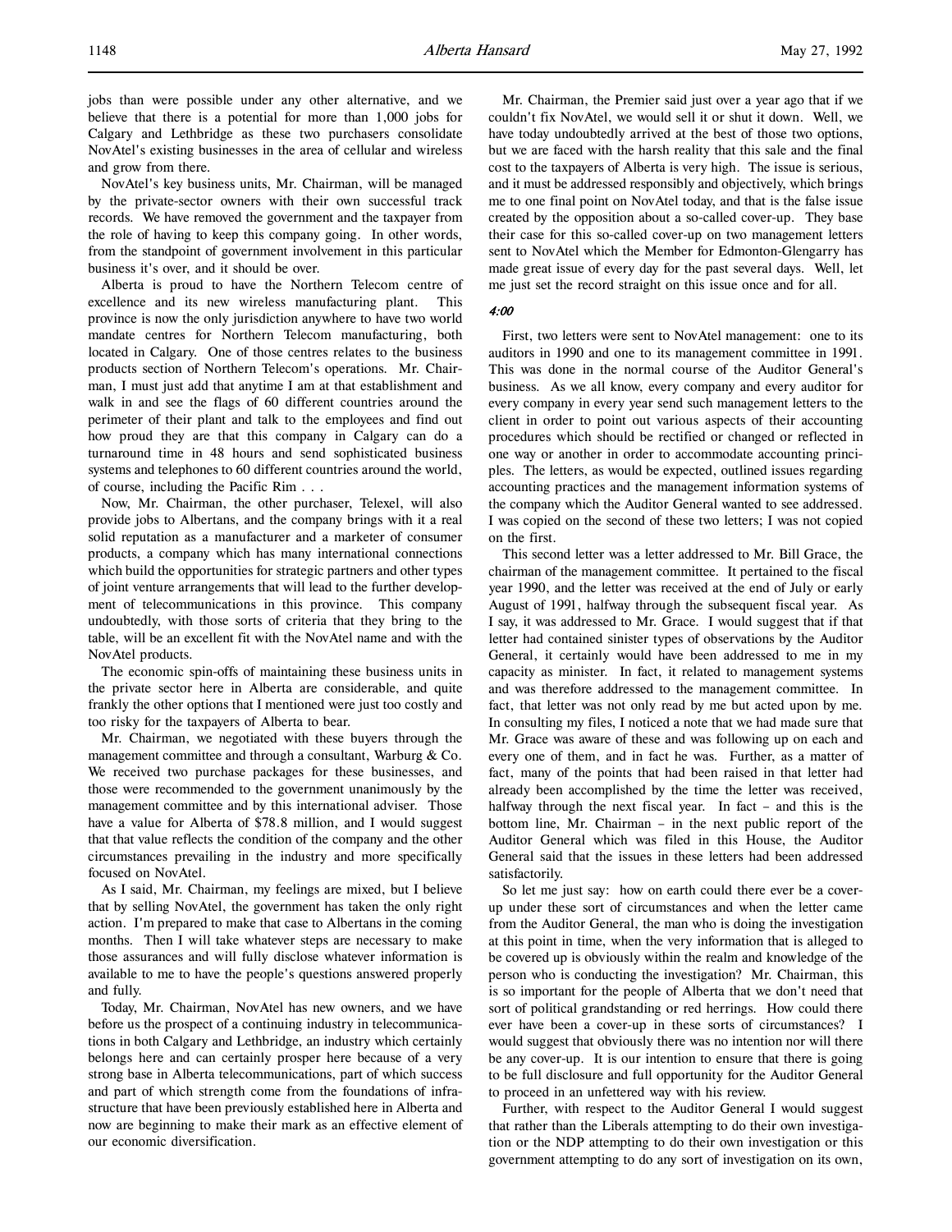jobs than were possible under any other alternative, and we believe that there is a potential for more than 1,000 jobs for Calgary and Lethbridge as these two purchasers consolidate NovAtel's existing businesses in the area of cellular and wireless and grow from there.

NovAtel's key business units, Mr. Chairman, will be managed by the private-sector owners with their own successful track records. We have removed the government and the taxpayer from the role of having to keep this company going. In other words, from the standpoint of government involvement in this particular business it's over, and it should be over.

Alberta is proud to have the Northern Telecom centre of excellence and its new wireless manufacturing plant. This province is now the only jurisdiction anywhere to have two world mandate centres for Northern Telecom manufacturing, both located in Calgary. One of those centres relates to the business products section of Northern Telecom's operations. Mr. Chairman, I must just add that anytime I am at that establishment and walk in and see the flags of 60 different countries around the perimeter of their plant and talk to the employees and find out how proud they are that this company in Calgary can do a turnaround time in 48 hours and send sophisticated business systems and telephones to 60 different countries around the world, of course, including the Pacific Rim . . .

Now, Mr. Chairman, the other purchaser, Telexel, will also provide jobs to Albertans, and the company brings with it a real solid reputation as a manufacturer and a marketer of consumer products, a company which has many international connections which build the opportunities for strategic partners and other types of joint venture arrangements that will lead to the further development of telecommunications in this province. This company undoubtedly, with those sorts of criteria that they bring to the table, will be an excellent fit with the NovAtel name and with the NovAtel products.

The economic spin-offs of maintaining these business units in the private sector here in Alberta are considerable, and quite frankly the other options that I mentioned were just too costly and too risky for the taxpayers of Alberta to bear.

Mr. Chairman, we negotiated with these buyers through the management committee and through a consultant, Warburg & Co. We received two purchase packages for these businesses, and those were recommended to the government unanimously by the management committee and by this international adviser. Those have a value for Alberta of $78.8 million, and I would suggest that that value reflects the condition of the company and the other circumstances prevailing in the industry and more specifically focused on NovAtel.

As I said, Mr. Chairman, my feelings are mixed, but I believe that by selling NovAtel, the government has taken the only right action. I'm prepared to make that case to Albertans in the coming months. Then I will take whatever steps are necessary to make those assurances and will fully disclose whatever information is available to me to have the people's questions answered properly and fully.

Today, Mr. Chairman, NovAtel has new owners, and we have before us the prospect of a continuing industry in telecommunications in both Calgary and Lethbridge, an industry which certainly belongs here and can certainly prosper here because of a very strong base in Alberta telecommunications, part of which success and part of which strength come from the foundations of infrastructure that have been previously established here in Alberta and now are beginning to make their mark as an effective element of our economic diversification.

Mr. Chairman, the Premier said just over a year ago that if we couldn't fix NovAtel, we would sell it or shut it down. Well, we have today undoubtedly arrived at the best of those two options, but we are faced with the harsh reality that this sale and the final cost to the taxpayers of Alberta is very high. The issue is serious, and it must be addressed responsibly and objectively, which brings me to one final point on NovAtel today, and that is the false issue created by the opposition about a so-called cover-up. They base their case for this so-called cover-up on two management letters sent to NovAtel which the Member for Edmonton-Glengarry has made great issue of every day for the past several days. Well, let me just set the record straight on this issue once and for all.

*4:00*

First, two letters were sent to NovAtel management: one to its auditors in 1990 and one to its management committee in 1991. This was done in the normal course of the Auditor General's business. As we all know, every company and every auditor for every company in every year send such management letters to the client in order to point out various aspects of their accounting procedures which should be rectified or changed or reflected in one way or another in order to accommodate accounting principles. The letters, as would be expected, outlined issues regarding accounting practices and the management information systems of the company which the Auditor General wanted to see addressed. I was copied on the second of these two letters; I was not copied on the first.

This second letter was a letter addressed to Mr. Bill Grace, the chairman of the management committee. It pertained to the fiscal year 1990, and the letter was received at the end of July or early August of 1991, halfway through the subsequent fiscal year. As I say, it was addressed to Mr. Grace. I would suggest that if that letter had contained sinister types of observations by the Auditor General, it certainly would have been addressed to me in my capacity as minister. In fact, it related to management systems and was therefore addressed to the management committee. In fact, that letter was not only read by me but acted upon by me. In consulting my files, I noticed a note that we had made sure that Mr. Grace was aware of these and was following up on each and every one of them, and in fact he was. Further, as a matter of fact, many of the points that had been raised in that letter had already been accomplished by the time the letter was received, halfway through the next fiscal year. In fact – and this is the bottom line, Mr. Chairman – in the next public report of the Auditor General which was filed in this House, the Auditor General said that the issues in these letters had been addressed satisfactorily.

So let me just say: how on earth could there ever be a cover-up under these sort of circumstances and when the letter came from the Auditor General, the man who is doing the investigation at this point in time, when the very information that is alleged to be covered up is obviously within the realm and knowledge of the person who is conducting the investigation? Mr. Chairman, this is so important for the people of Alberta that we don't need that sort of political grandstanding or red herrings. How could there ever have been a cover-up in these sorts of circumstances? I would suggest that obviously there was no intention nor will there be any cover-up. It is our intention to ensure that there is going to be full disclosure and full opportunity for the Auditor General to proceed in an unfettered way with his review.

Further, with respect to the Auditor General I would suggest that rather than the Liberals attempting to do their own investigation or the NDP attempting to do their own investigation or this government attempting to do any sort of investigation on its own,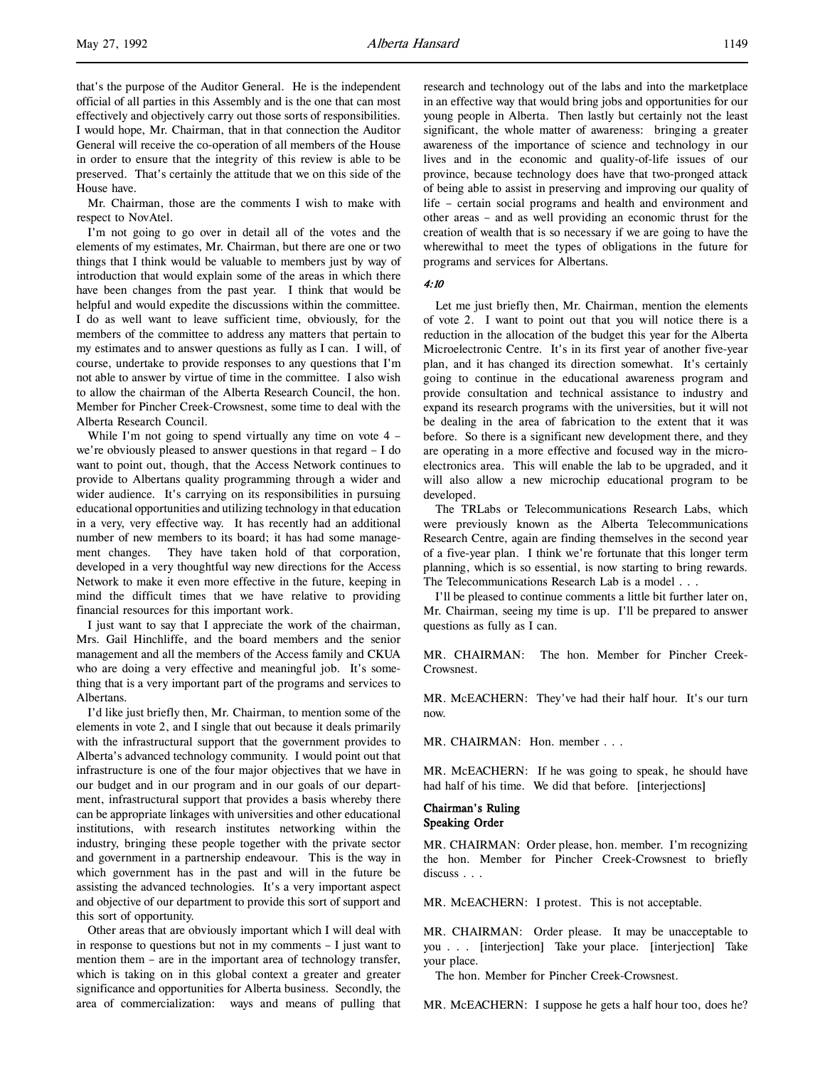that's the purpose of the Auditor General. He is the independent official of all parties in this Assembly and is the one that can most effectively and objectively carry out those sorts of responsibilities. I would hope, Mr. Chairman, that in that connection the Auditor General will receive the co-operation of all members of the House in order to ensure that the integrity of this review is able to be preserved. That's certainly the attitude that we on this side of the House have.

Mr. Chairman, those are the comments I wish to make with respect to NovAtel.

I'm not going to go over in detail all of the votes and the elements of my estimates, Mr. Chairman, but there are one or two things that I think would be valuable to members just by way of introduction that would explain some of the areas in which there have been changes from the past year. I think that would be helpful and would expedite the discussions within the committee. I do as well want to leave sufficient time, obviously, for the members of the committee to address any matters that pertain to my estimates and to answer questions as fully as I can. I will, of course, undertake to provide responses to any questions that I'm not able to answer by virtue of time in the committee. I also wish to allow the chairman of the Alberta Research Council, the hon. Member for Pincher Creek-Crowsnest, some time to deal with the Alberta Research Council.

While I'm not going to spend virtually any time on vote 4 – we're obviously pleased to answer questions in that regard – I do want to point out, though, that the Access Network continues to provide to Albertans quality programming through a wider and wider audience. It's carrying on its responsibilities in pursuing educational opportunities and utilizing technology in that education in a very, very effective way. It has recently had an additional number of new members to its board; it has had some management changes. They have taken hold of that corporation, developed in a very thoughtful way new directions for the Access Network to make it even more effective in the future, keeping in mind the difficult times that we have relative to providing financial resources for this important work.

I just want to say that I appreciate the work of the chairman, Mrs. Gail Hinchliffe, and the board members and the senior management and all the members of the Access family and CKUA who are doing a very effective and meaningful job. It's something that is a very important part of the programs and services to Albertans.

I'd like just briefly then, Mr. Chairman, to mention some of the elements in vote 2, and I single that out because it deals primarily with the infrastructural support that the government provides to Alberta's advanced technology community. I would point out that infrastructure is one of the four major objectives that we have in our budget and in our program and in our goals of our department, infrastructural support that provides a basis whereby there can be appropriate linkages with universities and other educational institutions, with research institutes networking within the industry, bringing these people together with the private sector and government in a partnership endeavour. This is the way in which government has in the past and will in the future be assisting the advanced technologies. It's a very important aspect and objective of our department to provide this sort of support and this sort of opportunity.

Other areas that are obviously important which I will deal with in response to questions but not in my comments – I just want to mention them – are in the important area of technology transfer, which is taking on in this global context a greater and greater significance and opportunities for Alberta business. Secondly, the area of commercialization: ways and means of pulling that research and technology out of the labs and into the marketplace in an effective way that would bring jobs and opportunities for our young people in Alberta. Then lastly but certainly not the least significant, the whole matter of awareness: bringing a greater awareness of the importance of science and technology in our lives and in the economic and quality-of-life issues of our province, because technology does have that two-pronged attack of being able to assist in preserving and improving our quality of life – certain social programs and health and environment and other areas – and as well providing an economic thrust for the creation of wealth that is so necessary if we are going to have the wherewithal to meet the types of obligations in the future for programs and services for Albertans.

*4:10*

Let me just briefly then, Mr. Chairman, mention the elements of vote 2. I want to point out that you will notice there is a reduction in the allocation of the budget this year for the Alberta Microelectronic Centre. It's in its first year of another five-year plan, and it has changed its direction somewhat. It's certainly going to continue in the educational awareness program and provide consultation and technical assistance to industry and expand its research programs with the universities, but it will not be dealing in the area of fabrication to the extent that it was before. So there is a significant new development there, and they are operating in a more effective and focused way in the microelectronics area. This will enable the lab to be upgraded, and it will also allow a new microchip educational program to be developed.

The TRLabs or Telecommunications Research Labs, which were previously known as the Alberta Telecommunications Research Centre, again are finding themselves in the second year of a five-year plan. I think we're fortunate that this longer term planning, which is so essential, is now starting to bring rewards. The Telecommunications Research Lab is a model . . .

I'll be pleased to continue comments a little bit further later on, Mr. Chairman, seeing my time is up. I'll be prepared to answer questions as fully as I can.

MR. CHAIRMAN: The hon. Member for Pincher Creek-Crowsnest.

MR. McEACHERN: They've had their half hour. It's our turn now.

MR. CHAIRMAN: Hon. member . . .

MR. McEACHERN: If he was going to speak, he should have had half of his time. We did that before. [interjections]

**Chairman's Ruling**
**Speaking Order**

MR. CHAIRMAN: Order please, hon. member. I'm recognizing the hon. Member for Pincher Creek-Crowsnest to briefly discuss . . .

MR. McEACHERN: I protest. This is not acceptable.

MR. CHAIRMAN: Order please. It may be unacceptable to you . . . [interjection] Take your place. [interjection] Take your place.

The hon. Member for Pincher Creek-Crowsnest.

MR. McEACHERN: I suppose he gets a half hour too, does he?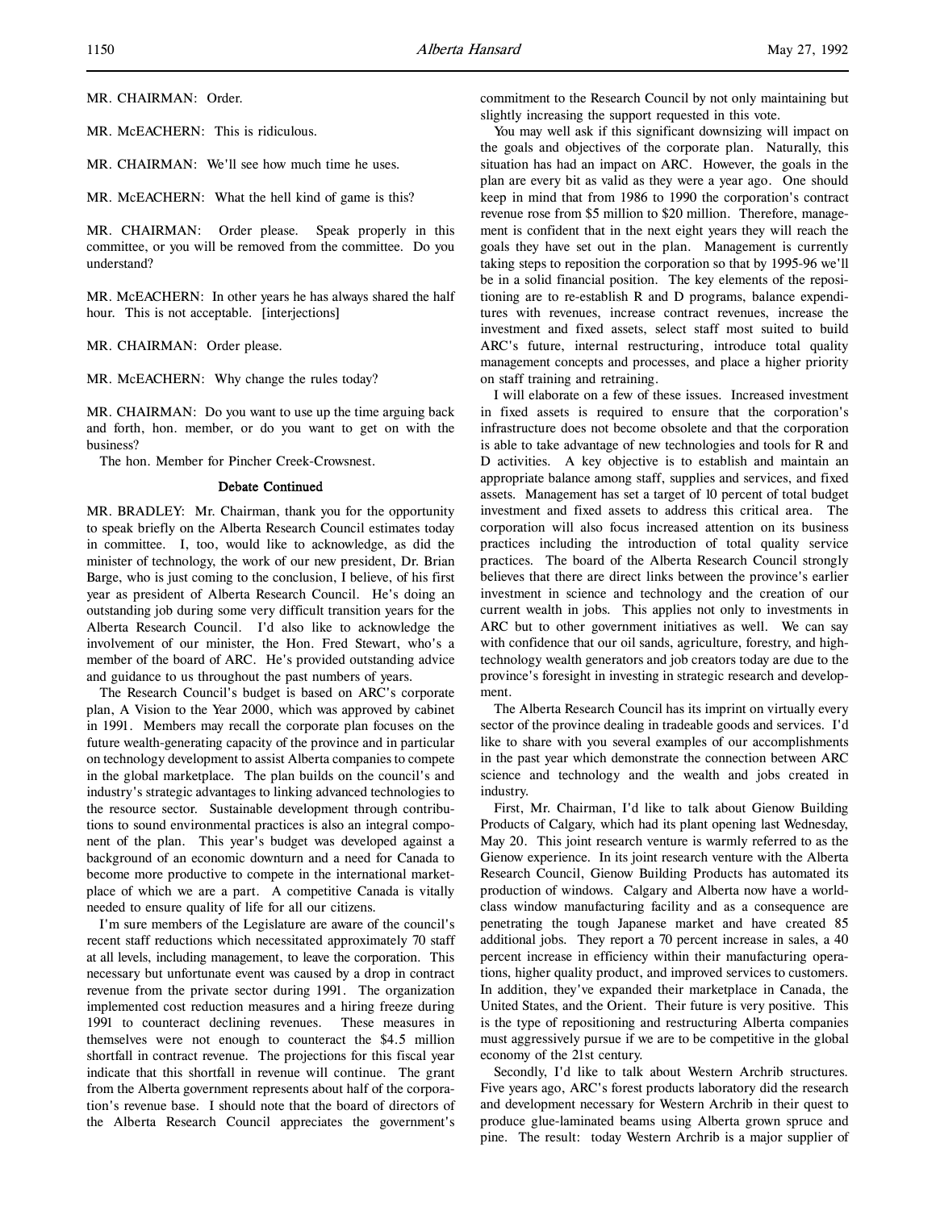MR. CHAIRMAN: Order.

MR. McEACHERN: This is ridiculous.

MR. CHAIRMAN: We'll see how much time he uses.

MR. McEACHERN: What the hell kind of game is this?

MR. CHAIRMAN: Order please. Speak properly in this committee, or you will be removed from the committee. Do you understand?

MR. McEACHERN: In other years he has always shared the half hour. This is not acceptable. [interjections]

MR. CHAIRMAN: Order please.

MR. McEACHERN: Why change the rules today?

MR. CHAIRMAN: Do you want to use up the time arguing back and forth, hon. member, or do you want to get on with the business?

The hon. Member for Pincher Creek-Crowsnest.

### Debate Continued

MR. BRADLEY: Mr. Chairman, thank you for the opportunity to speak briefly on the Alberta Research Council estimates today in committee. I, too, would like to acknowledge, as did the minister of technology, the work of our new president, Dr. Brian Barge, who is just coming to the conclusion, I believe, of his first year as president of Alberta Research Council. He's doing an outstanding job during some very difficult transition years for the Alberta Research Council. I'd also like to acknowledge the involvement of our minister, the Hon. Fred Stewart, who's a member of the board of ARC. He's provided outstanding advice and guidance to us throughout the past numbers of years.

The Research Council's budget is based on ARC's corporate plan, A Vision to the Year 2000, which was approved by cabinet in 1991. Members may recall the corporate plan focuses on the future wealth-generating capacity of the province and in particular on technology development to assist Alberta companies to compete in the global marketplace. The plan builds on the council's and industry's strategic advantages to linking advanced technologies to the resource sector. Sustainable development through contributions to sound environmental practices is also an integral component of the plan. This year's budget was developed against a background of an economic downturn and a need for Canada to become more productive to compete in the international marketplace of which we are a part. A competitive Canada is vitally needed to ensure quality of life for all our citizens.

I'm sure members of the Legislature are aware of the council's recent staff reductions which necessitated approximately 70 staff at all levels, including management, to leave the corporation. This necessary but unfortunate event was caused by a drop in contract revenue from the private sector during 1991. The organization implemented cost reduction measures and a hiring freeze during 1991 to counteract declining revenues. These measures in themselves were not enough to counteract the $4.5 million shortfall in contract revenue. The projections for this fiscal year indicate that this shortfall in revenue will continue. The grant from the Alberta government represents about half of the corporation's revenue base. I should note that the board of directors of the Alberta Research Council appreciates the government's commitment to the Research Council by not only maintaining but slightly increasing the support requested in this vote.

You may well ask if this significant downsizing will impact on the goals and objectives of the corporate plan. Naturally, this situation has had an impact on ARC. However, the goals in the plan are every bit as valid as they were a year ago. One should keep in mind that from 1986 to 1990 the corporation's contract revenue rose from $5 million to $20 million. Therefore, management is confident that in the next eight years they will reach the goals they have set out in the plan. Management is currently taking steps to reposition the corporation so that by 1995-96 we'll be in a solid financial position. The key elements of the repositioning are to re-establish R and D programs, balance expenditures with revenues, increase contract revenues, increase the investment and fixed assets, select staff most suited to build ARC's future, internal restructuring, introduce total quality management concepts and processes, and place a higher priority on staff training and retraining.

I will elaborate on a few of these issues. Increased investment in fixed assets is required to ensure that the corporation's infrastructure does not become obsolete and that the corporation is able to take advantage of new technologies and tools for R and D activities. A key objective is to establish and maintain an appropriate balance among staff, supplies and services, and fixed assets. Management has set a target of 10 percent of total budget investment and fixed assets to address this critical area. The corporation will also focus increased attention on its business practices including the introduction of total quality service practices. The board of the Alberta Research Council strongly believes that there are direct links between the province's earlier investment in science and technology and the creation of our current wealth in jobs. This applies not only to investments in ARC but to other government initiatives as well. We can say with confidence that our oil sands, agriculture, forestry, and high-technology wealth generators and job creators today are due to the province's foresight in investing in strategic research and development.

The Alberta Research Council has its imprint on virtually every sector of the province dealing in tradeable goods and services. I'd like to share with you several examples of our accomplishments in the past year which demonstrate the connection between ARC science and technology and the wealth and jobs created in industry.

First, Mr. Chairman, I'd like to talk about Gienow Building Products of Calgary, which had its plant opening last Wednesday, May 20. This joint research venture is warmly referred to as the Gienow experience. In its joint research venture with the Alberta Research Council, Gienow Building Products has automated its production of windows. Calgary and Alberta now have a world-class window manufacturing facility and as a consequence are penetrating the tough Japanese market and have created 85 additional jobs. They report a 70 percent increase in sales, a 40 percent increase in efficiency within their manufacturing operations, higher quality product, and improved services to customers. In addition, they've expanded their marketplace in Canada, the United States, and the Orient. Their future is very positive. This is the type of repositioning and restructuring Alberta companies must aggressively pursue if we are to be competitive in the global economy of the 21st century.

Secondly, I'd like to talk about Western Archrib structures. Five years ago, ARC's forest products laboratory did the research and development necessary for Western Archrib in their quest to produce glue-laminated beams using Alberta grown spruce and pine. The result: today Western Archrib is a major supplier of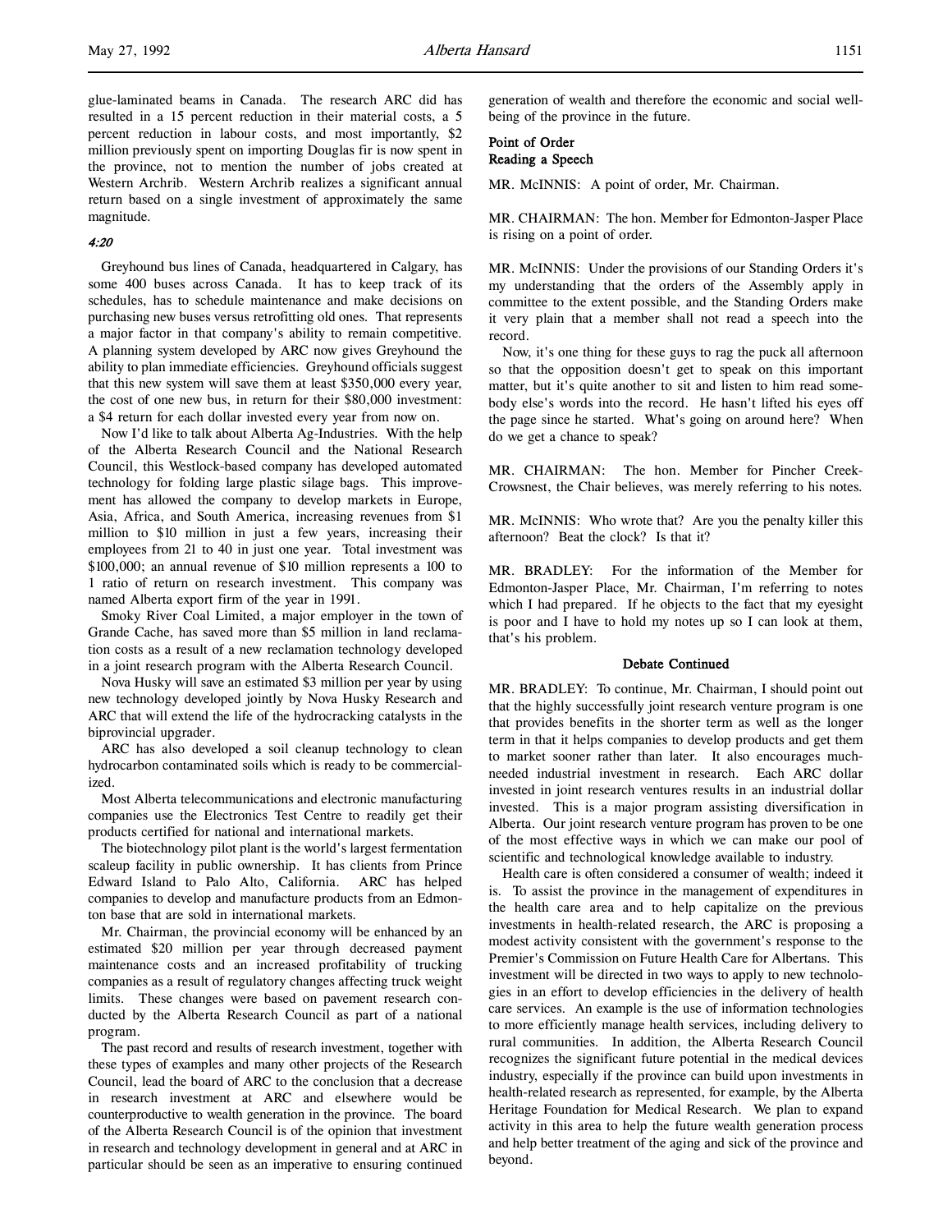glue-laminated beams in Canada. The research ARC did has resulted in a 15 percent reduction in their material costs, a 5 percent reduction in labour costs, and most importantly, $2 million previously spent on importing Douglas fir is now spent in the province, not to mention the number of jobs created at Western Archrib. Western Archrib realizes a significant annual return based on a single investment of approximately the same magnitude.

*4:20*

Greyhound bus lines of Canada, headquartered in Calgary, has some 400 buses across Canada. It has to keep track of its schedules, has to schedule maintenance and make decisions on purchasing new buses versus retrofitting old ones. That represents a major factor in that company's ability to remain competitive. A planning system developed by ARC now gives Greyhound the ability to plan immediate efficiencies. Greyhound officials suggest that this new system will save them at least $350,000 every year, the cost of one new bus, in return for their $80,000 investment: a $4 return for each dollar invested every year from now on.

Now I'd like to talk about Alberta Ag-Industries. With the help of the Alberta Research Council and the National Research Council, this Westlock-based company has developed automated technology for folding large plastic silage bags. This improvement has allowed the company to develop markets in Europe, Asia, Africa, and South America, increasing revenues from $1 million to $10 million in just a few years, increasing their employees from 21 to 40 in just one year. Total investment was $100,000; an annual revenue of $10 million represents a 100 to 1 ratio of return on research investment. This company was named Alberta export firm of the year in 1991.

Smoky River Coal Limited, a major employer in the town of Grande Cache, has saved more than $5 million in land reclamation costs as a result of a new reclamation technology developed in a joint research program with the Alberta Research Council.

Nova Husky will save an estimated $3 million per year by using new technology developed jointly by Nova Husky Research and ARC that will extend the life of the hydrocracking catalysts in the biprovincial upgrader.

ARC has also developed a soil cleanup technology to clean hydrocarbon contaminated soils which is ready to be commercialized.

Most Alberta telecommunications and electronic manufacturing companies use the Electronics Test Centre to readily get their products certified for national and international markets.

The biotechnology pilot plant is the world's largest fermentation scaleup facility in public ownership. It has clients from Prince Edward Island to Palo Alto, California. ARC has helped companies to develop and manufacture products from an Edmonton base that are sold in international markets.

Mr. Chairman, the provincial economy will be enhanced by an estimated $20 million per year through decreased payment maintenance costs and an increased profitability of trucking companies as a result of regulatory changes affecting truck weight limits. These changes were based on pavement research conducted by the Alberta Research Council as part of a national program.

The past record and results of research investment, together with these types of examples and many other projects of the Research Council, lead the board of ARC to the conclusion that a decrease in research investment at ARC and elsewhere would be counterproductive to wealth generation in the province. The board of the Alberta Research Council is of the opinion that investment in research and technology development in general and at ARC in particular should be seen as an imperative to ensuring continued generation of wealth and therefore the economic and social well-being of the province in the future.

**Point of Order**
**Reading a Speech**

MR. McINNIS: A point of order, Mr. Chairman.

MR. CHAIRMAN: The hon. Member for Edmonton-Jasper Place is rising on a point of order.

MR. McINNIS: Under the provisions of our Standing Orders it's my understanding that the orders of the Assembly apply in committee to the extent possible, and the Standing Orders make it very plain that a member shall not read a speech into the record.

Now, it's one thing for these guys to rag the puck all afternoon so that the opposition doesn't get to speak on this important matter, but it's quite another to sit and listen to him read somebody else's words into the record. He hasn't lifted his eyes off the page since he started. What's going on around here? When do we get a chance to speak?

MR. CHAIRMAN: The hon. Member for Pincher Creek-Crowsnest, the Chair believes, was merely referring to his notes.

MR. McINNIS: Who wrote that? Are you the penalty killer this afternoon? Beat the clock? Is that it?

MR. BRADLEY: For the information of the Member for Edmonton-Jasper Place, Mr. Chairman, I'm referring to notes which I had prepared. If he objects to the fact that my eyesight is poor and I have to hold my notes up so I can look at them, that's his problem.

**Debate Continued**

MR. BRADLEY: To continue, Mr. Chairman, I should point out that the highly successfully joint research venture program is one that provides benefits in the shorter term as well as the longer term in that it helps companies to develop products and get them to market sooner rather than later. It also encourages much-needed industrial investment in research. Each ARC dollar invested in joint research ventures results in an industrial dollar invested. This is a major program assisting diversification in Alberta. Our joint research venture program has proven to be one of the most effective ways in which we can make our pool of scientific and technological knowledge available to industry.

Health care is often considered a consumer of wealth; indeed it is. To assist the province in the management of expenditures in the health care area and to help capitalize on the previous investments in health-related research, the ARC is proposing a modest activity consistent with the government's response to the Premier's Commission on Future Health Care for Albertans. This investment will be directed in two ways to apply to new technologies in an effort to develop efficiencies in the delivery of health care services. An example is the use of information technologies to more efficiently manage health services, including delivery to rural communities. In addition, the Alberta Research Council recognizes the significant future potential in the medical devices industry, especially if the province can build upon investments in health-related research as represented, for example, by the Alberta Heritage Foundation for Medical Research. We plan to expand activity in this area to help the future wealth generation process and help better treatment of the aging and sick of the province and beyond.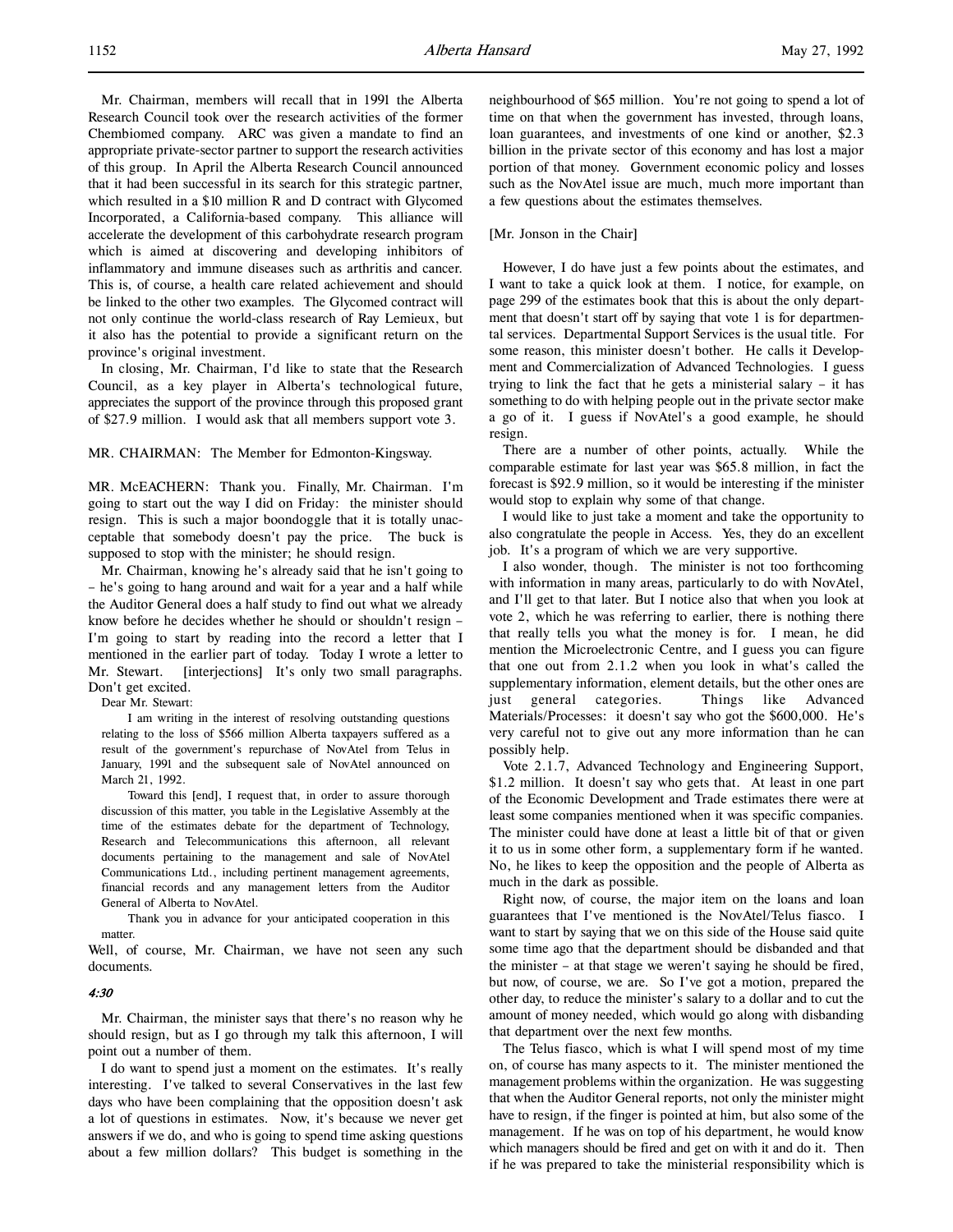Mr. Chairman, members will recall that in 1991 the Alberta Research Council took over the research activities of the former Chembiomed company. ARC was given a mandate to find an appropriate private-sector partner to support the research activities of this group. In April the Alberta Research Council announced that it had been successful in its search for this strategic partner, which resulted in a $10 million R and D contract with Glycomed Incorporated, a California-based company. This alliance will accelerate the development of this carbohydrate research program which is aimed at discovering and developing inhibitors of inflammatory and immune diseases such as arthritis and cancer. This is, of course, a health care related achievement and should be linked to the other two examples. The Glycomed contract will not only continue the world-class research of Ray Lemieux, but it also has the potential to provide a significant return on the province's original investment.

In closing, Mr. Chairman, I'd like to state that the Research Council, as a key player in Alberta's technological future, appreciates the support of the province through this proposed grant of $27.9 million. I would ask that all members support vote 3.

MR. CHAIRMAN: The Member for Edmonton-Kingsway.

MR. McEACHERN: Thank you. Finally, Mr. Chairman. I'm going to start out the way I did on Friday: the minister should resign. This is such a major boondoggle that it is totally unacceptable that somebody doesn't pay the price. The buck is supposed to stop with the minister; he should resign.

Mr. Chairman, knowing he's already said that he isn't going to – he's going to hang around and wait for a year and a half while the Auditor General does a half study to find out what we already know before he decides whether he should or shouldn't resign – I'm going to start by reading into the record a letter that I mentioned in the earlier part of today. Today I wrote a letter to Mr. Stewart. [interjections] It's only two small paragraphs. Don't get excited.

> Dear Mr. Stewart:
>
> I am writing in the interest of resolving outstanding questions relating to the loss of $566 million Alberta taxpayers suffered as a result of the government's repurchase of NovAtel from Telus in January, 1991 and the subsequent sale of NovAtel announced on March 21, 1992.
>
> Toward this [end], I request that, in order to assure thorough discussion of this matter, you table in the Legislative Assembly at the time of the estimates debate for the department of Technology, Research and Telecommunications this afternoon, all relevant documents pertaining to the management and sale of NovAtel Communications Ltd., including pertinent management agreements, financial records and any management letters from the Auditor General of Alberta to NovAtel.
>
> Thank you in advance for your anticipated cooperation in this matter.

Well, of course, Mr. Chairman, we have not seen any such documents.

*4:30*

Mr. Chairman, the minister says that there's no reason why he should resign, but as I go through my talk this afternoon, I will point out a number of them.

I do want to spend just a moment on the estimates. It's really interesting. I've talked to several Conservatives in the last few days who have been complaining that the opposition doesn't ask a lot of questions in estimates. Now, it's because we never get answers if we do, and who is going to spend time asking questions about a few million dollars? This budget is something in the neighbourhood of $65 million. You're not going to spend a lot of time on that when the government has invested, through loans, loan guarantees, and investments of one kind or another, $2.3 billion in the private sector of this economy and has lost a major portion of that money. Government economic policy and losses such as the NovAtel issue are much, much more important than a few questions about the estimates themselves.

[Mr. Jonson in the Chair]

However, I do have just a few points about the estimates, and I want to take a quick look at them. I notice, for example, on page 299 of the estimates book that this is about the only department that doesn't start off by saying that vote 1 is for departmental services. Departmental Support Services is the usual title. For some reason, this minister doesn't bother. He calls it Development and Commercialization of Advanced Technologies. I guess trying to link the fact that he gets a ministerial salary – it has something to do with helping people out in the private sector make a go of it. I guess if NovAtel's a good example, he should resign.

There are a number of other points, actually. While the comparable estimate for last year was $65.8 million, in fact the forecast is $92.9 million, so it would be interesting if the minister would stop to explain why some of that change.

I would like to just take a moment and take the opportunity to also congratulate the people in Access. Yes, they do an excellent job. It's a program of which we are very supportive.

I also wonder, though. The minister is not too forthcoming with information in many areas, particularly to do with NovAtel, and I'll get to that later. But I notice also that when you look at vote 2, which he was referring to earlier, there is nothing there that really tells you what the money is for. I mean, he did mention the Microelectronic Centre, and I guess you can figure that one out from 2.1.2 when you look in what's called the supplementary information, element details, but the other ones are just general categories. Things like Advanced Materials/Processes: it doesn't say who got the $600,000. He's very careful not to give out any more information than he can possibly help.

Vote 2.1.7, Advanced Technology and Engineering Support, $1.2 million. It doesn't say who gets that. At least in one part of the Economic Development and Trade estimates there were at least some companies mentioned when it was specific companies. The minister could have done at least a little bit of that or given it to us in some other form, a supplementary form if he wanted. No, he likes to keep the opposition and the people of Alberta as much in the dark as possible.

Right now, of course, the major item on the loans and loan guarantees that I've mentioned is the NovAtel/Telus fiasco. I want to start by saying that we on this side of the House said quite some time ago that the department should be disbanded and that the minister – at that stage we weren't saying he should be fired, but now, of course, we are. So I've got a motion, prepared the other day, to reduce the minister's salary to a dollar and to cut the amount of money needed, which would go along with disbanding that department over the next few months.

The Telus fiasco, which is what I will spend most of my time on, of course has many aspects to it. The minister mentioned the management problems within the organization. He was suggesting that when the Auditor General reports, not only the minister might have to resign, if the finger is pointed at him, but also some of the management. If he was on top of his department, he would know which managers should be fired and get on with it and do it. Then if he was prepared to take the ministerial responsibility which is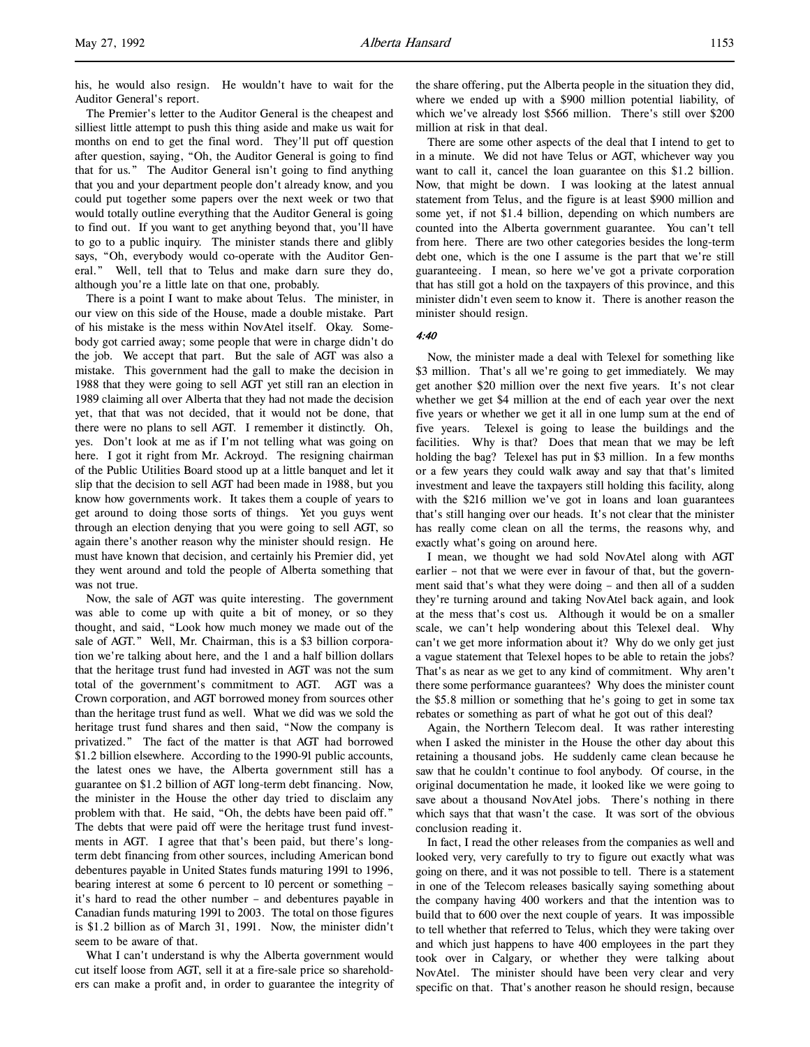his, he would also resign. He wouldn't have to wait for the Auditor General's report.

The Premier's letter to the Auditor General is the cheapest and silliest little attempt to push this thing aside and make us wait for months on end to get the final word. They'll put off question after question, saying, "Oh, the Auditor General is going to find that for us." The Auditor General isn't going to find anything that you and your department people don't already know, and you could put together some papers over the next week or two that would totally outline everything that the Auditor General is going to find out. If you want to get anything beyond that, you'll have to go to a public inquiry. The minister stands there and glibly says, "Oh, everybody would co-operate with the Auditor General." Well, tell that to Telus and make darn sure they do, although you're a little late on that one, probably.

There is a point I want to make about Telus. The minister, in our view on this side of the House, made a double mistake. Part of his mistake is the mess within NovAtel itself. Okay. Somebody got carried away; some people that were in charge didn't do the job. We accept that part. But the sale of AGT was also a mistake. This government had the gall to make the decision in 1988 that they were going to sell AGT yet still ran an election in 1989 claiming all over Alberta that they had not made the decision yet, that that was not decided, that it would not be done, that there were no plans to sell AGT. I remember it distinctly. Oh, yes. Don't look at me as if I'm not telling what was going on here. I got it right from Mr. Ackroyd. The resigning chairman of the Public Utilities Board stood up at a little banquet and let it slip that the decision to sell AGT had been made in 1988, but you know how governments work. It takes them a couple of years to get around to doing those sorts of things. Yet you guys went through an election denying that you were going to sell AGT, so again there's another reason why the minister should resign. He must have known that decision, and certainly his Premier did, yet they went around and told the people of Alberta something that was not true.

Now, the sale of AGT was quite interesting. The government was able to come up with quite a bit of money, or so they thought, and said, "Look how much money we made out of the sale of AGT." Well, Mr. Chairman, this is a $3 billion corporation we're talking about here, and the 1 and a half billion dollars that the heritage trust fund had invested in AGT was not the sum total of the government's commitment to AGT. AGT was a Crown corporation, and AGT borrowed money from sources other than the heritage trust fund as well. What we did was we sold the heritage trust fund shares and then said, "Now the company is privatized." The fact of the matter is that AGT had borrowed $1.2 billion elsewhere. According to the 1990-91 public accounts, the latest ones we have, the Alberta government still has a guarantee on $1.2 billion of AGT long-term debt financing. Now, the minister in the House the other day tried to disclaim any problem with that. He said, "Oh, the debts have been paid off." The debts that were paid off were the heritage trust fund investments in AGT. I agree that that's been paid, but there's long-term debt financing from other sources, including American bond debentures payable in United States funds maturing 1991 to 1996, bearing interest at some 6 percent to 10 percent or something – it's hard to read the other number – and debentures payable in Canadian funds maturing 1991 to 2003. The total on those figures is $1.2 billion as of March 31, 1991. Now, the minister didn't seem to be aware of that.

What I can't understand is why the Alberta government would cut itself loose from AGT, sell it at a fire-sale price so shareholders can make a profit and, in order to guarantee the integrity of the share offering, put the Alberta people in the situation they did, where we ended up with a $900 million potential liability, of which we've already lost $566 million. There's still over $200 million at risk in that deal.

There are some other aspects of the deal that I intend to get to in a minute. We did not have Telus or AGT, whichever way you want to call it, cancel the loan guarantee on this $1.2 billion. Now, that might be down. I was looking at the latest annual statement from Telus, and the figure is at least $900 million and some yet, if not $1.4 billion, depending on which numbers are counted into the Alberta government guarantee. You can't tell from here. There are two other categories besides the long-term debt one, which is the one I assume is the part that we're still guaranteeing. I mean, so here we've got a private corporation that has still got a hold on the taxpayers of this province, and this minister didn't even seem to know it. There is another reason the minister should resign.

*4:40*

Now, the minister made a deal with Telexel for something like $3 million. That's all we're going to get immediately. We may get another $20 million over the next five years. It's not clear whether we get $4 million at the end of each year over the next five years or whether we get it all in one lump sum at the end of five years. Telexel is going to lease the buildings and the facilities. Why is that? Does that mean that we may be left holding the bag? Telexel has put in $3 million. In a few months or a few years they could walk away and say that that's limited investment and leave the taxpayers still holding this facility, along with the $216 million we've got in loans and loan guarantees that's still hanging over our heads. It's not clear that the minister has really come clean on all the terms, the reasons why, and exactly what's going on around here.

I mean, we thought we had sold NovAtel along with AGT earlier – not that we were ever in favour of that, but the government said that's what they were doing – and then all of a sudden they're turning around and taking NovAtel back again, and look at the mess that's cost us. Although it would be on a smaller scale, we can't help wondering about this Telexel deal. Why can't we get more information about it? Why do we only get just a vague statement that Telexel hopes to be able to retain the jobs? That's as near as we get to any kind of commitment. Why aren't there some performance guarantees? Why does the minister count the $5.8 million or something that he's going to get in some tax rebates or something as part of what he got out of this deal?

Again, the Northern Telecom deal. It was rather interesting when I asked the minister in the House the other day about this retaining a thousand jobs. He suddenly came clean because he saw that he couldn't continue to fool anybody. Of course, in the original documentation he made, it looked like we were going to save about a thousand NovAtel jobs. There's nothing in there which says that that wasn't the case. It was sort of the obvious conclusion reading it.

In fact, I read the other releases from the companies as well and looked very, very carefully to try to figure out exactly what was going on there, and it was not possible to tell. There is a statement in one of the Telecom releases basically saying something about the company having 400 workers and that the intention was to build that to 600 over the next couple of years. It was impossible to tell whether that referred to Telus, which they were taking over and which just happens to have 400 employees in the part they took over in Calgary, or whether they were talking about NovAtel. The minister should have been very clear and very specific on that. That's another reason he should resign, because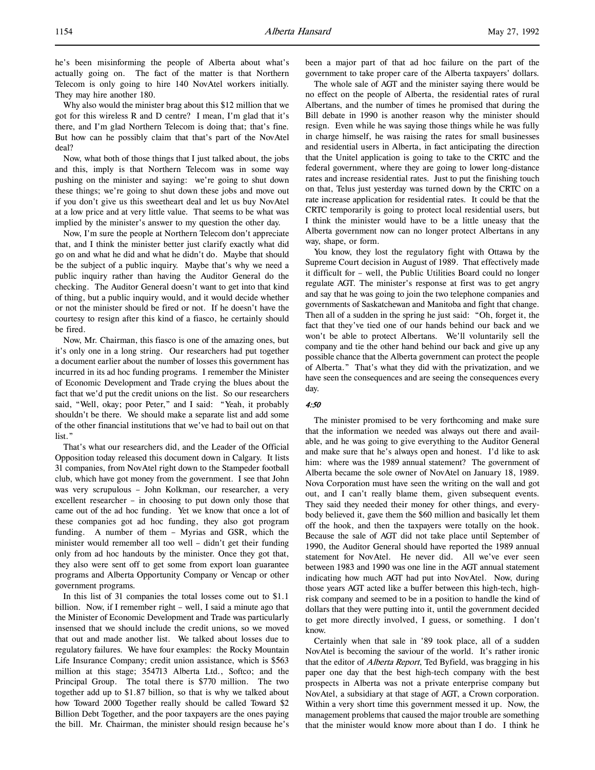he's been misinforming the people of Alberta about what's actually going on. The fact of the matter is that Northern Telecom is only going to hire 140 NovAtel workers initially. They may hire another 180.

Why also would the minister brag about this $12 million that we got for this wireless R and D centre? I mean, I'm glad that it's there, and I'm glad Northern Telecom is doing that; that's fine. But how can he possibly claim that that's part of the NovAtel deal?

Now, what both of those things that I just talked about, the jobs and this, imply is that Northern Telecom was in some way pushing on the minister and saying: we're going to shut down these things; we're going to shut down these jobs and move out if you don't give us this sweetheart deal and let us buy NovAtel at a low price and at very little value. That seems to be what was implied by the minister's answer to my question the other day.

Now, I'm sure the people at Northern Telecom don't appreciate that, and I think the minister better just clarify exactly what did go on and what he did and what he didn't do. Maybe that should be the subject of a public inquiry. Maybe that's why we need a public inquiry rather than having the Auditor General do the checking. The Auditor General doesn't want to get into that kind of thing, but a public inquiry would, and it would decide whether or not the minister should be fired or not. If he doesn't have the courtesy to resign after this kind of a fiasco, he certainly should be fired.

Now, Mr. Chairman, this fiasco is one of the amazing ones, but it's only one in a long string. Our researchers had put together a document earlier about the number of losses this government has incurred in its ad hoc funding programs. I remember the Minister of Economic Development and Trade crying the blues about the fact that we'd put the credit unions on the list. So our researchers said, "Well, okay; poor Peter," and I said: "Yeah, it probably shouldn't be there. We should make a separate list and add some of the other financial institutions that we've had to bail out on that list."

That's what our researchers did, and the Leader of the Official Opposition today released this document down in Calgary. It lists 31 companies, from NovAtel right down to the Stampeder football club, which have got money from the government. I see that John was very scrupulous – John Kolkman, our researcher, a very excellent researcher – in choosing to put down only those that came out of the ad hoc funding. Yet we know that once a lot of these companies got ad hoc funding, they also got program funding. A number of them – Myrias and GSR, which the minister would remember all too well – didn't get their funding only from ad hoc handouts by the minister. Once they got that, they also were sent off to get some from export loan guarantee programs and Alberta Opportunity Company or Vencap or other government programs.

In this list of 31 companies the total losses come out to $1.1 billion. Now, if I remember right – well, I said a minute ago that the Minister of Economic Development and Trade was particularly insensed that we should include the credit unions, so we moved that out and made another list. We talked about losses due to regulatory failures. We have four examples: the Rocky Mountain Life Insurance Company; credit union assistance, which is $563 million at this stage; 354713 Alberta Ltd., Softco; and the Principal Group. The total there is $770 million. The two together add up to $1.87 billion, so that is why we talked about how Toward 2000 Together really should be called Toward $2 Billion Debt Together, and the poor taxpayers are the ones paying the bill. Mr. Chairman, the minister should resign because he's been a major part of that ad hoc failure on the part of the government to take proper care of the Alberta taxpayers' dollars.

The whole sale of AGT and the minister saying there would be no effect on the people of Alberta, the residential rates of rural Albertans, and the number of times he promised that during the Bill debate in 1990 is another reason why the minister should resign. Even while he was saying those things while he was fully in charge himself, he was raising the rates for small businesses and residential users in Alberta, in fact anticipating the direction that the Unitel application is going to take to the CRTC and the federal government, where they are going to lower long-distance rates and increase residential rates. Just to put the finishing touch on that, Telus just yesterday was turned down by the CRTC on a rate increase application for residential rates. It could be that the CRTC temporarily is going to protect local residential users, but I think the minister would have to be a little uneasy that the Alberta government now can no longer protect Albertans in any way, shape, or form.

You know, they lost the regulatory fight with Ottawa by the Supreme Court decision in August of 1989. That effectively made it difficult for – well, the Public Utilities Board could no longer regulate AGT. The minister's response at first was to get angry and say that he was going to join the two telephone companies and governments of Saskatchewan and Manitoba and fight that change. Then all of a sudden in the spring he just said: "Oh, forget it, the fact that they've tied one of our hands behind our back and we won't be able to protect Albertans. We'll voluntarily sell the company and tie the other hand behind our back and give up any possible chance that the Alberta government can protect the people of Alberta." That's what they did with the privatization, and we have seen the consequences and are seeing the consequences every day.

*4:50*

The minister promised to be very forthcoming and make sure that the information we needed was always out there and available, and he was going to give everything to the Auditor General and make sure that he's always open and honest. I'd like to ask him: where was the 1989 annual statement? The government of Alberta became the sole owner of NovAtel on January 18, 1989. Nova Corporation must have seen the writing on the wall and got out, and I can't really blame them, given subsequent events. They said they needed their money for other things, and everybody believed it, gave them the $60 million and basically let them off the hook, and then the taxpayers were totally on the hook. Because the sale of AGT did not take place until September of 1990, the Auditor General should have reported the 1989 annual statement for NovAtel. He never did. All we've ever seen between 1983 and 1990 was one line in the AGT annual statement indicating how much AGT had put into NovAtel. Now, during those years AGT acted like a buffer between this high-tech, high-risk company and seemed to be in a position to handle the kind of dollars that they were putting into it, until the government decided to get more directly involved, I guess, or something. I don't know.

Certainly when that sale in '89 took place, all of a sudden NovAtel is becoming the saviour of the world. It's rather ironic that the editor of *Alberta Report*, Ted Byfield, was bragging in his paper one day that the best high-tech company with the best prospects in Alberta was not a private enterprise company but NovAtel, a subsidiary at that stage of AGT, a Crown corporation. Within a very short time this government messed it up. Now, the management problems that caused the major trouble are something that the minister would know more about than I do. I think he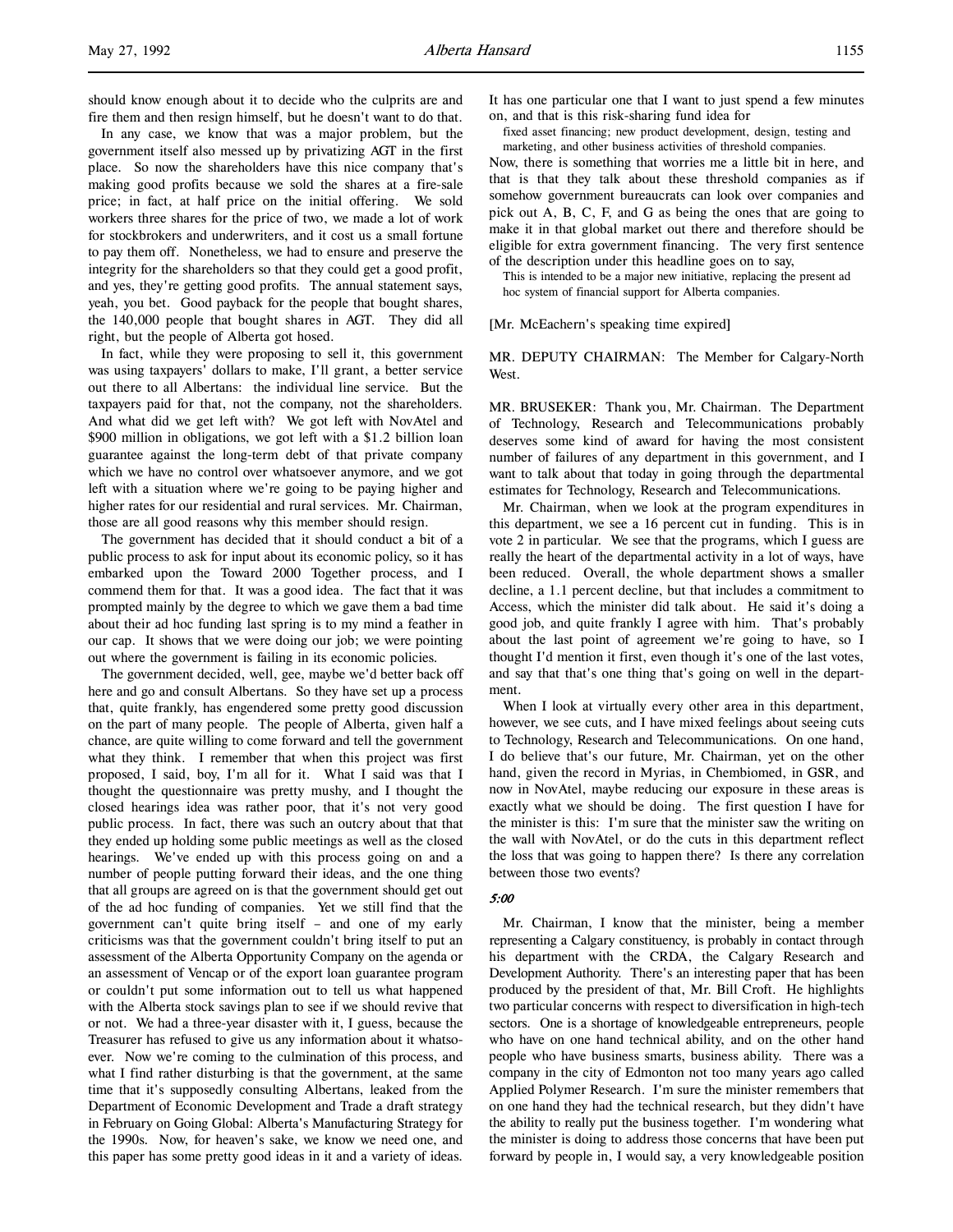should know enough about it to decide who the culprits are and fire them and then resign himself, but he doesn't want to do that.

In any case, we know that was a major problem, but the government itself also messed up by privatizing AGT in the first place. So now the shareholders have this nice company that's making good profits because we sold the shares at a fire-sale price; in fact, at half price on the initial offering. We sold workers three shares for the price of two, we made a lot of work for stockbrokers and underwriters, and it cost us a small fortune to pay them off. Nonetheless, we had to ensure and preserve the integrity for the shareholders so that they could get a good profit, and yes, they're getting good profits. The annual statement says, yeah, you bet. Good payback for the people that bought shares, the 140,000 people that bought shares in AGT. They did all right, but the people of Alberta got hosed.

In fact, while they were proposing to sell it, this government was using taxpayers' dollars to make, I'll grant, a better service out there to all Albertans: the individual line service. But the taxpayers paid for that, not the company, not the shareholders. And what did we get left with? We got left with NovAtel and \$900 million in obligations, we got left with a \$1.2 billion loan guarantee against the long-term debt of that private company which we have no control over whatsoever anymore, and we got left with a situation where we're going to be paying higher and higher rates for our residential and rural services. Mr. Chairman, those are all good reasons why this member should resign.

The government has decided that it should conduct a bit of a public process to ask for input about its economic policy, so it has embarked upon the Toward 2000 Together process, and I commend them for that. It was a good idea. The fact that it was prompted mainly by the degree to which we gave them a bad time about their ad hoc funding last spring is to my mind a feather in our cap. It shows that we were doing our job; we were pointing out where the government is failing in its economic policies.

The government decided, well, gee, maybe we'd better back off here and go and consult Albertans. So they have set up a process that, quite frankly, has engendered some pretty good discussion on the part of many people. The people of Alberta, given half a chance, are quite willing to come forward and tell the government what they think. I remember that when this project was first proposed, I said, boy, I'm all for it. What I said was that I thought the questionnaire was pretty mushy, and I thought the closed hearings idea was rather poor, that it's not very good public process. In fact, there was such an outcry about that that they ended up holding some public meetings as well as the closed hearings. We've ended up with this process going on and a number of people putting forward their ideas, and the one thing that all groups are agreed on is that the government should get out of the ad hoc funding of companies. Yet we still find that the government can't quite bring itself – and one of my early criticisms was that the government couldn't bring itself to put an assessment of the Alberta Opportunity Company on the agenda or an assessment of Vencap or of the export loan guarantee program or couldn't put some information out to tell us what happened with the Alberta stock savings plan to see if we should revive that or not. We had a three-year disaster with it, I guess, because the Treasurer has refused to give us any information about it whatsoever. Now we're coming to the culmination of this process, and what I find rather disturbing is that the government, at the same time that it's supposedly consulting Albertans, leaked from the Department of Economic Development and Trade a draft strategy in February on Going Global: Alberta's Manufacturing Strategy for the 1990s. Now, for heaven's sake, we know we need one, and this paper has some pretty good ideas in it and a variety of ideas. It has one particular one that I want to just spend a few minutes on, and that is this risk-sharing fund idea for

> fixed asset financing; new product development, design, testing and marketing, and other business activities of threshold companies.

Now, there is something that worries me a little bit in here, and that is that they talk about these threshold companies as if somehow government bureaucrats can look over companies and pick out A, B, C, F, and G as being the ones that are going to make it in that global market out there and therefore should be eligible for extra government financing. The very first sentence of the description under this headline goes on to say,

> This is intended to be a major new initiative, replacing the present ad hoc system of financial support for Alberta companies.

[Mr. McEachern's speaking time expired]

MR. DEPUTY CHAIRMAN: The Member for Calgary-North West.

MR. BRUSEKER: Thank you, Mr. Chairman. The Department of Technology, Research and Telecommunications probably deserves some kind of award for having the most consistent number of failures of any department in this government, and I want to talk about that today in going through the departmental estimates for Technology, Research and Telecommunications.

Mr. Chairman, when we look at the program expenditures in this department, we see a 16 percent cut in funding. This is in vote 2 in particular. We see that the programs, which I guess are really the heart of the departmental activity in a lot of ways, have been reduced. Overall, the whole department shows a smaller decline, a 1.1 percent decline, but that includes a commitment to Access, which the minister did talk about. He said it's doing a good job, and quite frankly I agree with him. That's probably about the last point of agreement we're going to have, so I thought I'd mention it first, even though it's one of the last votes, and say that that's one thing that's going on well in the department.

When I look at virtually every other area in this department, however, we see cuts, and I have mixed feelings about seeing cuts to Technology, Research and Telecommunications. On one hand, I do believe that's our future, Mr. Chairman, yet on the other hand, given the record in Myrias, in Chembiomed, in GSR, and now in NovAtel, maybe reducing our exposure in these areas is exactly what we should be doing. The first question I have for the minister is this: I'm sure that the minister saw the writing on the wall with NovAtel, or do the cuts in this department reflect the loss that was going to happen there? Is there any correlation between those two events?

*5:00*

Mr. Chairman, I know that the minister, being a member representing a Calgary constituency, is probably in contact through his department with the CRDA, the Calgary Research and Development Authority. There's an interesting paper that has been produced by the president of that, Mr. Bill Croft. He highlights two particular concerns with respect to diversification in high-tech sectors. One is a shortage of knowledgeable entrepreneurs, people who have on one hand technical ability, and on the other hand people who have business smarts, business ability. There was a company in the city of Edmonton not too many years ago called Applied Polymer Research. I'm sure the minister remembers that on one hand they had the technical research, but they didn't have the ability to really put the business together. I'm wondering what the minister is doing to address those concerns that have been put forward by people in, I would say, a very knowledgeable position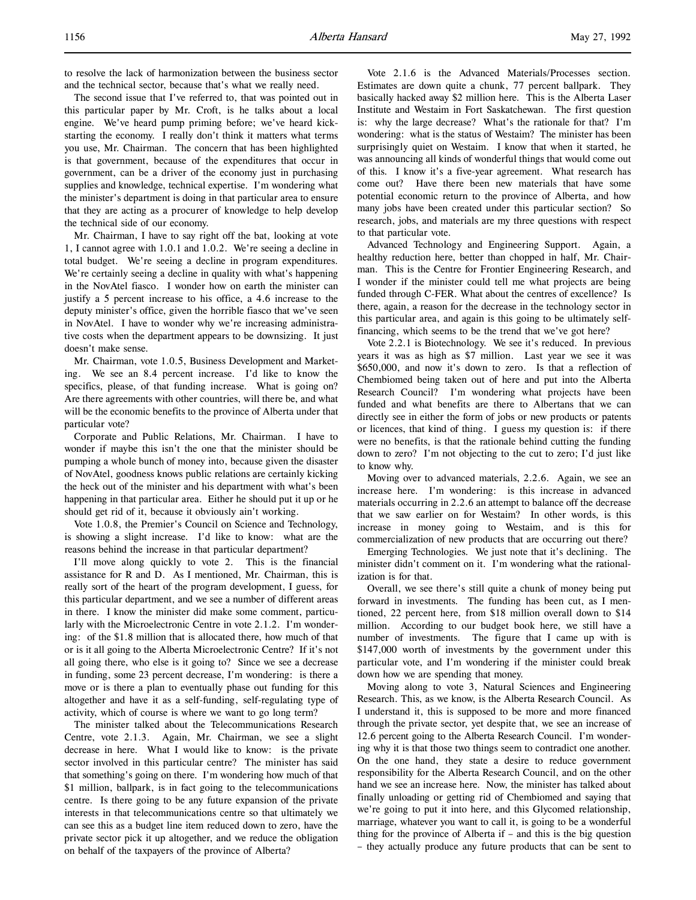to resolve the lack of harmonization between the business sector and the technical sector, because that's what we really need.

The second issue that I've referred to, that was pointed out in this particular paper by Mr. Croft, is he talks about a local engine. We've heard pump priming before; we've heard kick-starting the economy. I really don't think it matters what terms you use, Mr. Chairman. The concern that has been highlighted is that government, because of the expenditures that occur in government, can be a driver of the economy just in purchasing supplies and knowledge, technical expertise. I'm wondering what the minister's department is doing in that particular area to ensure that they are acting as a procurer of knowledge to help develop the technical side of our economy.

Mr. Chairman, I have to say right off the bat, looking at vote 1, I cannot agree with 1.0.1 and 1.0.2. We're seeing a decline in total budget. We're seeing a decline in program expenditures. We're certainly seeing a decline in quality with what's happening in the NovAtel fiasco. I wonder how on earth the minister can justify a 5 percent increase to his office, a 4.6 increase to the deputy minister's office, given the horrible fiasco that we've seen in NovAtel. I have to wonder why we're increasing administrative costs when the department appears to be downsizing. It just doesn't make sense.

Mr. Chairman, vote 1.0.5, Business Development and Marketing. We see an 8.4 percent increase. I'd like to know the specifics, please, of that funding increase. What is going on? Are there agreements with other countries, will there be, and what will be the economic benefits to the province of Alberta under that particular vote?

Corporate and Public Relations, Mr. Chairman. I have to wonder if maybe this isn't the one that the minister should be pumping a whole bunch of money into, because given the disaster of NovAtel, goodness knows public relations are certainly kicking the heck out of the minister and his department with what's been happening in that particular area. Either he should put it up or he should get rid of it, because it obviously ain't working.

Vote 1.0.8, the Premier's Council on Science and Technology, is showing a slight increase. I'd like to know: what are the reasons behind the increase in that particular department?

I'll move along quickly to vote 2. This is the financial assistance for R and D. As I mentioned, Mr. Chairman, this is really sort of the heart of the program development, I guess, for this particular department, and we see a number of different areas in there. I know the minister did make some comment, particularly with the Microelectronic Centre in vote 2.1.2. I'm wondering: of the $1.8 million that is allocated there, how much of that or is it all going to the Alberta Microelectronic Centre? If it's not all going there, who else is it going to? Since we see a decrease in funding, some 23 percent decrease, I'm wondering: is there a move or is there a plan to eventually phase out funding for this altogether and have it as a self-funding, self-regulating type of activity, which of course is where we want to go long term?

The minister talked about the Telecommunications Research Centre, vote 2.1.3. Again, Mr. Chairman, we see a slight decrease in here. What I would like to know: is the private sector involved in this particular centre? The minister has said that something's going on there. I'm wondering how much of that $1 million, ballpark, is in fact going to the telecommunications centre. Is there going to be any future expansion of the private interests in that telecommunications centre so that ultimately we can see this as a budget line item reduced down to zero, have the private sector pick it up altogether, and we reduce the obligation on behalf of the taxpayers of the province of Alberta?

Vote 2.1.6 is the Advanced Materials/Processes section. Estimates are down quite a chunk, 77 percent ballpark. They basically hacked away $2 million here. This is the Alberta Laser Institute and Westaim in Fort Saskatchewan. The first question is: why the large decrease? What's the rationale for that? I'm wondering: what is the status of Westaim? The minister has been surprisingly quiet on Westaim. I know that when it started, he was announcing all kinds of wonderful things that would come out of this. I know it's a five-year agreement. What research has come out? Have there been new materials that have some potential economic return to the province of Alberta, and how many jobs have been created under this particular section? So research, jobs, and materials are my three questions with respect to that particular vote.

Advanced Technology and Engineering Support. Again, a healthy reduction here, better than chopped in half, Mr. Chairman. This is the Centre for Frontier Engineering Research, and I wonder if the minister could tell me what projects are being funded through C-FER. What about the centres of excellence? Is there, again, a reason for the decrease in the technology sector in this particular area, and again is this going to be ultimately self-financing, which seems to be the trend that we've got here?

Vote 2.2.1 is Biotechnology. We see it's reduced. In previous years it was as high as $7 million. Last year we see it was $650,000, and now it's down to zero. Is that a reflection of Chembiomed being taken out of here and put into the Alberta Research Council? I'm wondering what projects have been funded and what benefits are there to Albertans that we can directly see in either the form of jobs or new products or patents or licences, that kind of thing. I guess my question is: if there were no benefits, is that the rationale behind cutting the funding down to zero? I'm not objecting to the cut to zero; I'd just like to know why.

Moving over to advanced materials, 2.2.6. Again, we see an increase here. I'm wondering: is this increase in advanced materials occurring in 2.2.6 an attempt to balance off the decrease that we saw earlier on for Westaim? In other words, is this increase in money going to Westaim, and is this for commercialization of new products that are occurring out there?

Emerging Technologies. We just note that it's declining. The minister didn't comment on it. I'm wondering what the rationalization is for that.

Overall, we see there's still quite a chunk of money being put forward in investments. The funding has been cut, as I mentioned, 22 percent here, from $18 million overall down to $14 million. According to our budget book here, we still have a number of investments. The figure that I came up with is $147,000 worth of investments by the government under this particular vote, and I'm wondering if the minister could break down how we are spending that money.

Moving along to vote 3, Natural Sciences and Engineering Research. This, as we know, is the Alberta Research Council. As I understand it, this is supposed to be more and more financed through the private sector, yet despite that, we see an increase of 12.6 percent going to the Alberta Research Council. I'm wondering why it is that those two things seem to contradict one another. On the one hand, they state a desire to reduce government responsibility for the Alberta Research Council, and on the other hand we see an increase here. Now, the minister has talked about finally unloading or getting rid of Chembiomed and saying that we're going to put it into here, and this Glycomed relationship, marriage, whatever you want to call it, is going to be a wonderful thing for the province of Alberta if – and this is the big question – they actually produce any future products that can be sent to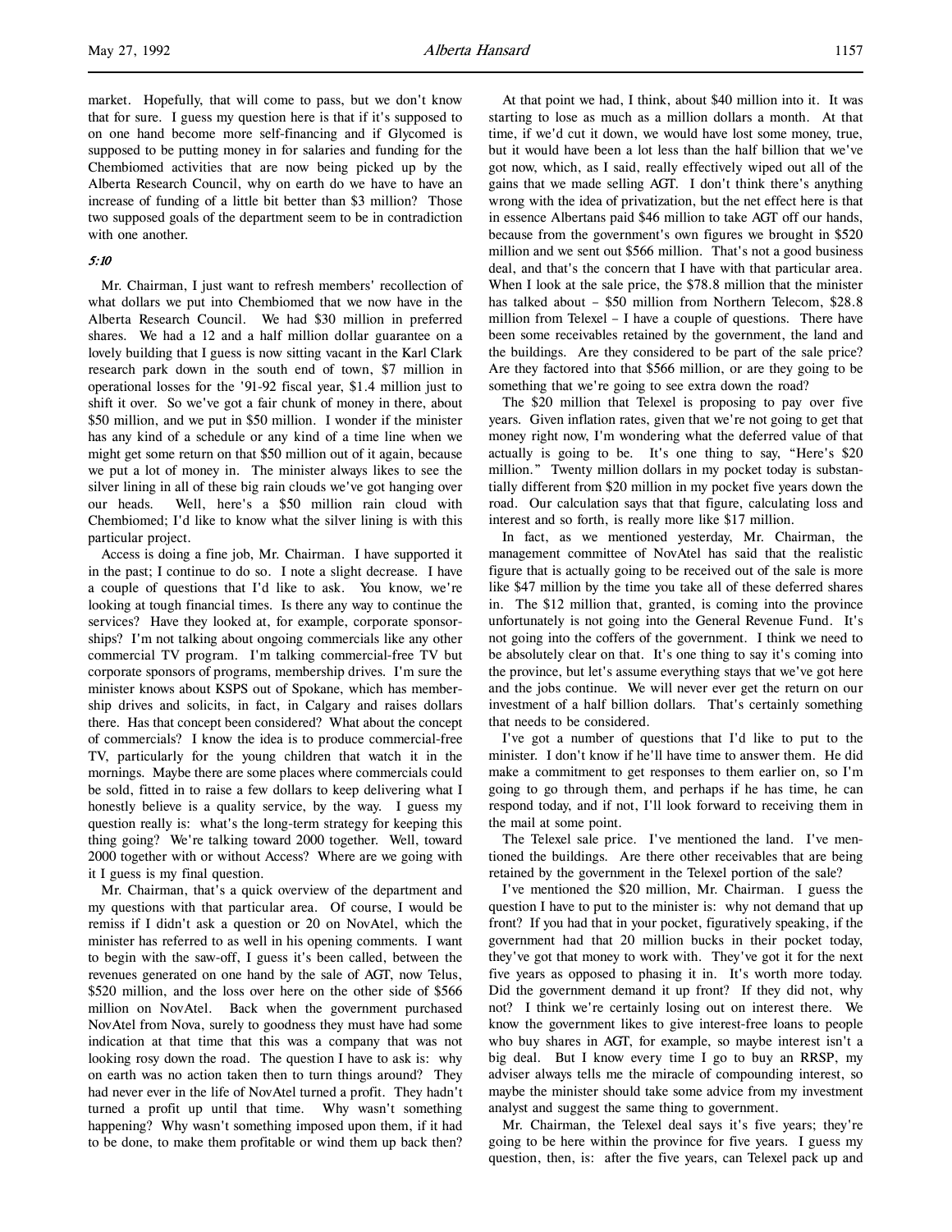market. Hopefully, that will come to pass, but we don't know that for sure. I guess my question here is that if it's supposed to on one hand become more self-financing and if Glycomed is supposed to be putting money in for salaries and funding for the Chembiomed activities that are now being picked up by the Alberta Research Council, why on earth do we have to have an increase of funding of a little bit better than $3 million? Those two supposed goals of the department seem to be in contradiction with one another.

*5:10*

Mr. Chairman, I just want to refresh members' recollection of what dollars we put into Chembiomed that we now have in the Alberta Research Council. We had $30 million in preferred shares. We had a 12 and a half million dollar guarantee on a lovely building that I guess is now sitting vacant in the Karl Clark research park down in the south end of town, $7 million in operational losses for the '91-92 fiscal year, $1.4 million just to shift it over. So we've got a fair chunk of money in there, about $50 million, and we put in $50 million. I wonder if the minister has any kind of a schedule or any kind of a time line when we might get some return on that $50 million out of it again, because we put a lot of money in. The minister always likes to see the silver lining in all of these big rain clouds we've got hanging over our heads. Well, here's a $50 million rain cloud with Chembiomed; I'd like to know what the silver lining is with this particular project.

Access is doing a fine job, Mr. Chairman. I have supported it in the past; I continue to do so. I note a slight decrease. I have a couple of questions that I'd like to ask. You know, we're looking at tough financial times. Is there any way to continue the services? Have they looked at, for example, corporate sponsorships? I'm not talking about ongoing commercials like any other commercial TV program. I'm talking commercial-free TV but corporate sponsors of programs, membership drives. I'm sure the minister knows about KSPS out of Spokane, which has membership drives and solicits, in fact, in Calgary and raises dollars there. Has that concept been considered? What about the concept of commercials? I know the idea is to produce commercial-free TV, particularly for the young children that watch it in the mornings. Maybe there are some places where commercials could be sold, fitted in to raise a few dollars to keep delivering what I honestly believe is a quality service, by the way. I guess my question really is: what's the long-term strategy for keeping this thing going? We're talking toward 2000 together. Well, toward 2000 together with or without Access? Where are we going with it I guess is my final question.

Mr. Chairman, that's a quick overview of the department and my questions with that particular area. Of course, I would be remiss if I didn't ask a question or 20 on NovAtel, which the minister has referred to as well in his opening comments. I want to begin with the saw-off, I guess it's been called, between the revenues generated on one hand by the sale of AGT, now Telus, $520 million, and the loss over here on the other side of $566 million on NovAtel. Back when the government purchased NovAtel from Nova, surely to goodness they must have had some indication at that time that this was a company that was not looking rosy down the road. The question I have to ask is: why on earth was no action taken then to turn things around? They had never ever in the life of NovAtel turned a profit. They hadn't turned a profit up until that time. Why wasn't something happening? Why wasn't something imposed upon them, if it had to be done, to make them profitable or wind them up back then?

At that point we had, I think, about $40 million into it. It was starting to lose as much as a million dollars a month. At that time, if we'd cut it down, we would have lost some money, true, but it would have been a lot less than the half billion that we've got now, which, as I said, really effectively wiped out all of the gains that we made selling AGT. I don't think there's anything wrong with the idea of privatization, but the net effect here is that in essence Albertans paid $46 million to take AGT off our hands, because from the government's own figures we brought in $520 million and we sent out $566 million. That's not a good business deal, and that's the concern that I have with that particular area. When I look at the sale price, the $78.8 million that the minister has talked about – $50 million from Northern Telecom, $28.8 million from Telexel – I have a couple of questions. There have been some receivables retained by the government, the land and the buildings. Are they considered to be part of the sale price? Are they factored into that $566 million, or are they going to be something that we're going to see extra down the road?

The $20 million that Telexel is proposing to pay over five years. Given inflation rates, given that we're not going to get that money right now, I'm wondering what the deferred value of that actually is going to be. It's one thing to say, "Here's $20 million." Twenty million dollars in my pocket today is substantially different from $20 million in my pocket five years down the road. Our calculation says that that figure, calculating loss and interest and so forth, is really more like $17 million.

In fact, as we mentioned yesterday, Mr. Chairman, the management committee of NovAtel has said that the realistic figure that is actually going to be received out of the sale is more like $47 million by the time you take all of these deferred shares in. The $12 million that, granted, is coming into the province unfortunately is not going into the General Revenue Fund. It's not going into the coffers of the government. I think we need to be absolutely clear on that. It's one thing to say it's coming into the province, but let's assume everything stays that we've got here and the jobs continue. We will never ever get the return on our investment of a half billion dollars. That's certainly something that needs to be considered.

I've got a number of questions that I'd like to put to the minister. I don't know if he'll have time to answer them. He did make a commitment to get responses to them earlier on, so I'm going to go through them, and perhaps if he has time, he can respond today, and if not, I'll look forward to receiving them in the mail at some point.

The Telexel sale price. I've mentioned the land. I've mentioned the buildings. Are there other receivables that are being retained by the government in the Telexel portion of the sale?

I've mentioned the $20 million, Mr. Chairman. I guess the question I have to put to the minister is: why not demand that up front? If you had that in your pocket, figuratively speaking, if the government had that 20 million bucks in their pocket today, they've got that money to work with. They've got it for the next five years as opposed to phasing it in. It's worth more today. Did the government demand it up front? If they did not, why not? I think we're certainly losing out on interest there. We know the government likes to give interest-free loans to people who buy shares in AGT, for example, so maybe interest isn't a big deal. But I know every time I go to buy an RRSP, my adviser always tells me the miracle of compounding interest, so maybe the minister should take some advice from my investment analyst and suggest the same thing to government.

Mr. Chairman, the Telexel deal says it's five years; they're going to be here within the province for five years. I guess my question, then, is: after the five years, can Telexel pack up and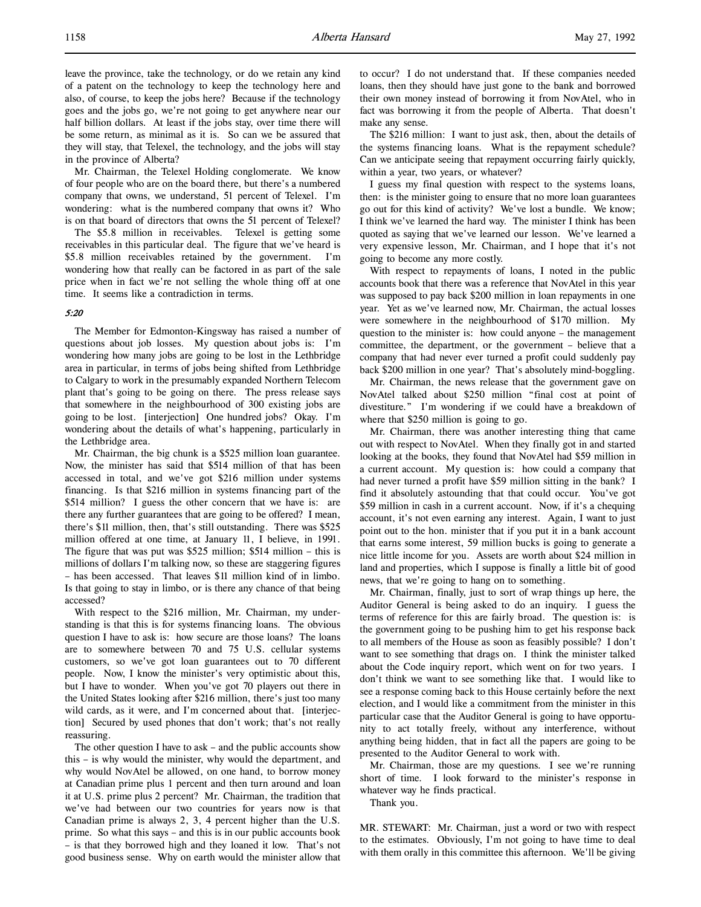leave the province, take the technology, or do we retain any kind of a patent on the technology to keep the technology here and also, of course, to keep the jobs here? Because if the technology goes and the jobs go, we're not going to get anywhere near our half billion dollars. At least if the jobs stay, over time there will be some return, as minimal as it is. So can we be assured that they will stay, that Telexel, the technology, and the jobs will stay in the province of Alberta?

Mr. Chairman, the Telexel Holding conglomerate. We know of four people who are on the board there, but there's a numbered company that owns, we understand, 51 percent of Telexel. I'm wondering: what is the numbered company that owns it? Who is on that board of directors that owns the 51 percent of Telexel?

The $5.8 million in receivables. Telexel is getting some receivables in this particular deal. The figure that we've heard is $5.8 million receivables retained by the government. I'm wondering how that really can be factored in as part of the sale price when in fact we're not selling the whole thing off at one time. It seems like a contradiction in terms.

*5:20*

The Member for Edmonton-Kingsway has raised a number of questions about job losses. My question about jobs is: I'm wondering how many jobs are going to be lost in the Lethbridge area in particular, in terms of jobs being shifted from Lethbridge to Calgary to work in the presumably expanded Northern Telecom plant that's going to be going on there. The press release says that somewhere in the neighbourhood of 300 existing jobs are going to be lost. [interjection] One hundred jobs? Okay. I'm wondering about the details of what's happening, particularly in the Lethbridge area.

Mr. Chairman, the big chunk is a $525 million loan guarantee. Now, the minister has said that $514 million of that has been accessed in total, and we've got $216 million under systems financing. Is that $216 million in systems financing part of the $514 million? I guess the other concern that we have is: are there any further guarantees that are going to be offered? I mean, there's $11 million, then, that's still outstanding. There was $525 million offered at one time, at January 11, I believe, in 1991. The figure that was put was $525 million; $514 million – this is millions of dollars I'm talking now, so these are staggering figures – has been accessed. That leaves $11 million kind of in limbo. Is that going to stay in limbo, or is there any chance of that being accessed?

With respect to the $216 million, Mr. Chairman, my understanding is that this is for systems financing loans. The obvious question I have to ask is: how secure are those loans? The loans are to somewhere between 70 and 75 U.S. cellular systems customers, so we've got loan guarantees out to 70 different people. Now, I know the minister's very optimistic about this, but I have to wonder. When you've got 70 players out there in the United States looking after $216 million, there's just too many wild cards, as it were, and I'm concerned about that. [interjection] Secured by used phones that don't work; that's not really reassuring.

The other question I have to ask – and the public accounts show this – is why would the minister, why would the department, and why would NovAtel be allowed, on one hand, to borrow money at Canadian prime plus 1 percent and then turn around and loan it at U.S. prime plus 2 percent? Mr. Chairman, the tradition that we've had between our two countries for years now is that Canadian prime is always 2, 3, 4 percent higher than the U.S. prime. So what this says – and this is in our public accounts book – is that they borrowed high and they loaned it low. That's not good business sense. Why on earth would the minister allow that to occur? I do not understand that. If these companies needed loans, then they should have just gone to the bank and borrowed their own money instead of borrowing it from NovAtel, who in fact was borrowing it from the people of Alberta. That doesn't make any sense.

The $216 million: I want to just ask, then, about the details of the systems financing loans. What is the repayment schedule? Can we anticipate seeing that repayment occurring fairly quickly, within a year, two years, or whatever?

I guess my final question with respect to the systems loans, then: is the minister going to ensure that no more loan guarantees go out for this kind of activity? We've lost a bundle. We know; I think we've learned the hard way. The minister I think has been quoted as saying that we've learned our lesson. We've learned a very expensive lesson, Mr. Chairman, and I hope that it's not going to become any more costly.

With respect to repayments of loans, I noted in the public accounts book that there was a reference that NovAtel in this year was supposed to pay back $200 million in loan repayments in one year. Yet as we've learned now, Mr. Chairman, the actual losses were somewhere in the neighbourhood of $170 million. My question to the minister is: how could anyone – the management committee, the department, or the government – believe that a company that had never ever turned a profit could suddenly pay back $200 million in one year? That's absolutely mind-boggling.

Mr. Chairman, the news release that the government gave on NovAtel talked about $250 million "final cost at point of divestiture." I'm wondering if we could have a breakdown of where that $250 million is going to go.

Mr. Chairman, there was another interesting thing that came out with respect to NovAtel. When they finally got in and started looking at the books, they found that NovAtel had $59 million in a current account. My question is: how could a company that had never turned a profit have $59 million sitting in the bank? I find it absolutely astounding that that could occur. You've got $59 million in cash in a current account. Now, if it's a chequing account, it's not even earning any interest. Again, I want to just point out to the hon. minister that if you put it in a bank account that earns some interest, 59 million bucks is going to generate a nice little income for you. Assets are worth about $24 million in land and properties, which I suppose is finally a little bit of good news, that we're going to hang on to something.

Mr. Chairman, finally, just to sort of wrap things up here, the Auditor General is being asked to do an inquiry. I guess the terms of reference for this are fairly broad. The question is: is the government going to be pushing him to get his response back to all members of the House as soon as feasibly possible? I don't want to see something that drags on. I think the minister talked about the Code inquiry report, which went on for two years. I don't think we want to see something like that. I would like to see a response coming back to this House certainly before the next election, and I would like a commitment from the minister in this particular case that the Auditor General is going to have opportunity to act totally freely, without any interference, without anything being hidden, that in fact all the papers are going to be presented to the Auditor General to work with.

Mr. Chairman, those are my questions. I see we're running short of time. I look forward to the minister's response in whatever way he finds practical.

Thank you.

MR. STEWART: Mr. Chairman, just a word or two with respect to the estimates. Obviously, I'm not going to have time to deal with them orally in this committee this afternoon. We'll be giving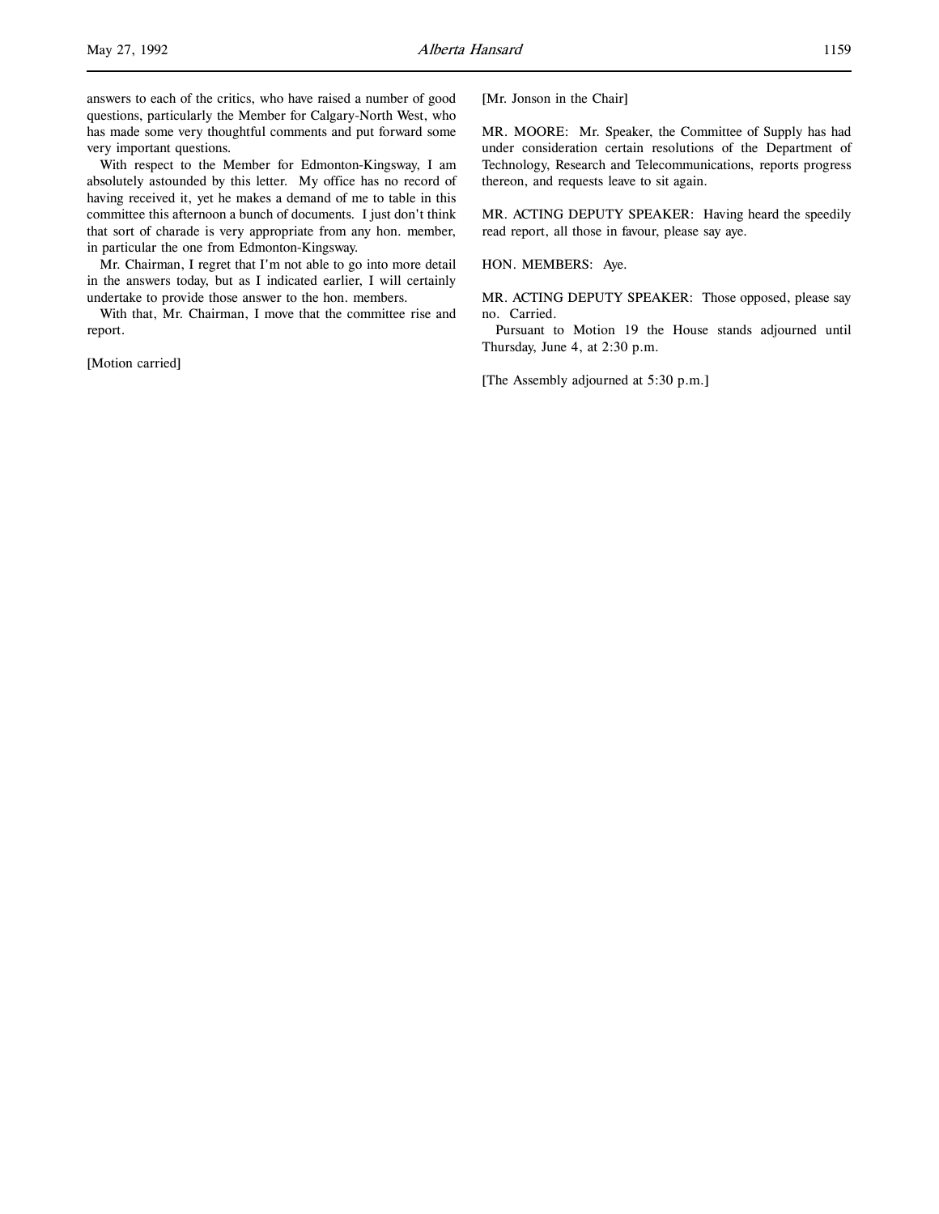answers to each of the critics, who have raised a number of good questions, particularly the Member for Calgary-North West, who has made some very thoughtful comments and put forward some very important questions.

With respect to the Member for Edmonton-Kingsway, I am absolutely astounded by this letter. My office has no record of having received it, yet he makes a demand of me to table in this committee this afternoon a bunch of documents. I just don't think that sort of charade is very appropriate from any hon. member, in particular the one from Edmonton-Kingsway.

Mr. Chairman, I regret that I'm not able to go into more detail in the answers today, but as I indicated earlier, I will certainly undertake to provide those answer to the hon. members.

With that, Mr. Chairman, I move that the committee rise and report.

[Motion carried]

[Mr. Jonson in the Chair]

MR. MOORE: Mr. Speaker, the Committee of Supply has had under consideration certain resolutions of the Department of Technology, Research and Telecommunications, reports progress thereon, and requests leave to sit again.

MR. ACTING DEPUTY SPEAKER: Having heard the speedily read report, all those in favour, please say aye.

HON. MEMBERS: Aye.

MR. ACTING DEPUTY SPEAKER: Those opposed, please say no. Carried.

Pursuant to Motion 19 the House stands adjourned until Thursday, June 4, at 2:30 p.m.

[The Assembly adjourned at 5:30 p.m.]